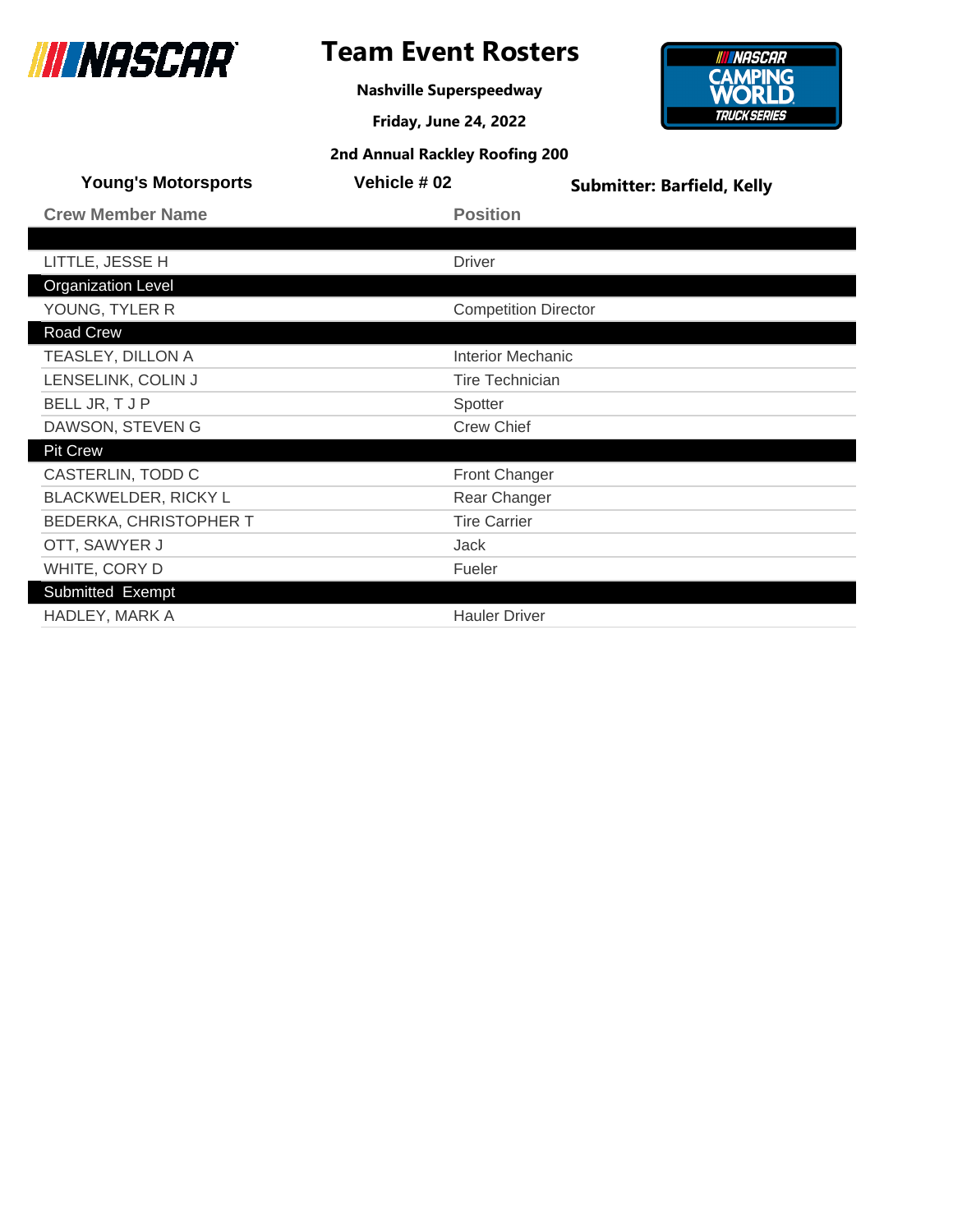# Team Event Rosters

**Nashville Superspeedway**

**Friday, June 24, 2022**

**2nd Annual Rackley Roofing 200**

**Young's Motorsports** | **Vehicle # 02** | **Submitter: Barfield, Kelly**

| Crew Member Name | Position |
|---|---|
| | |
| LITTLE, JESSE H | Driver |
| **Organization Level** | |
| YOUNG, TYLER R | Competition Director |
| **Road Crew** | |
| TEASLEY, DILLON A | Interior Mechanic |
| LENSELINK, COLIN J | Tire Technician |
| BELL JR, T J P | Spotter |
| DAWSON, STEVEN G | Crew Chief |
| **Pit Crew** | |
| CASTERLIN, TODD C | Front Changer |
| BLACKWELDER, RICKY L | Rear Changer |
| BEDERKA, CHRISTOPHER T | Tire Carrier |
| OTT, SAWYER J | Jack |
| WHITE, CORY D | Fueler |
| **Submitted Exempt** | |
| HADLEY, MARK A | Hauler Driver |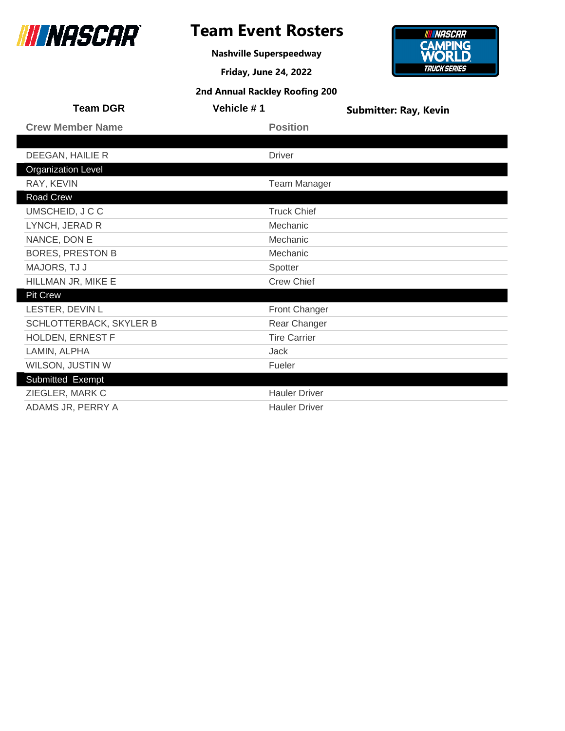# Team Event Rosters

**Nashville Superspeedway**

**Friday, June 24, 2022**

**2nd Annual Rackley Roofing 200**

**Team DGR** | **Vehicle # 1** | **Submitter: Ray, Kevin**

| Crew Member Name | Position |
|---|---|
| | |
| DEEGAN, HAILIE R | Driver |
| **Organization Level** | |
| RAY, KEVIN | Team Manager |
| **Road Crew** | |
| UMSCHEID, J C C | Truck Chief |
| LYNCH, JERAD R | Mechanic |
| NANCE, DON E | Mechanic |
| BORES, PRESTON B | Mechanic |
| MAJORS, TJ J | Spotter |
| HILLMAN JR, MIKE E | Crew Chief |
| **Pit Crew** | |
| LESTER, DEVIN L | Front Changer |
| SCHLOTTERBACK, SKYLER B | Rear Changer |
| HOLDEN, ERNEST F | Tire Carrier |
| LAMIN, ALPHA | Jack |
| WILSON, JUSTIN W | Fueler |
| **Submitted Exempt** | |
| ZIEGLER, MARK C | Hauler Driver |
| ADAMS JR, PERRY A | Hauler Driver |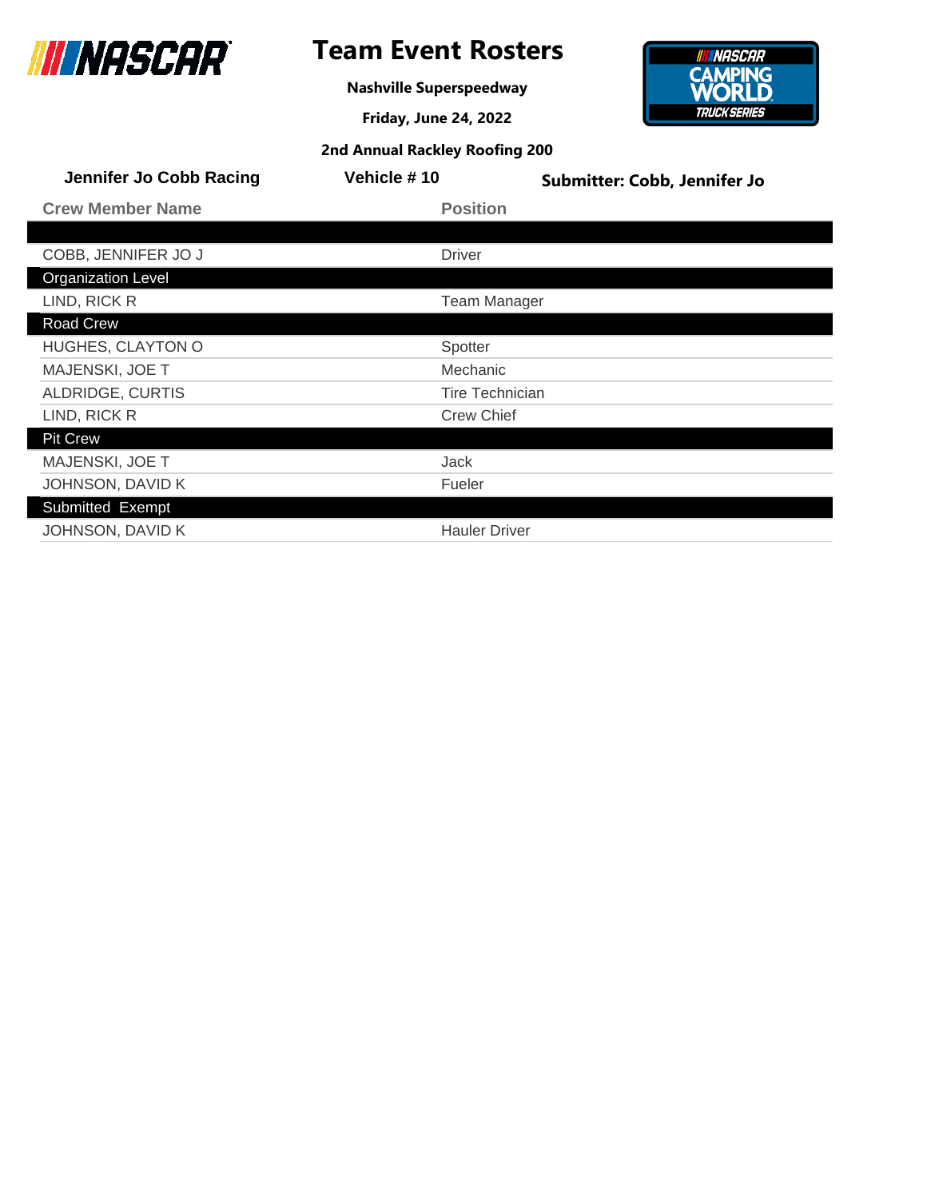# Team Event Rosters

**Nashville Superspeedway**

**Friday, June 24, 2022**

**2nd Annual Rackley Roofing 200**

**Jennifer Jo Cobb Racing** | **Vehicle # 10** | **Submitter: Cobb, Jennifer Jo**

| Crew Member Name | Position |
|---|---|
| | |
| COBB, JENNIFER JO J | Driver |
| **Organization Level** | |
| LIND, RICK R | Team Manager |
| **Road Crew** | |
| HUGHES, CLAYTON O | Spotter |
| MAJENSKI, JOE T | Mechanic |
| ALDRIDGE, CURTIS | Tire Technician |
| LIND, RICK R | Crew Chief |
| **Pit Crew** | |
| MAJENSKI, JOE T | Jack |
| JOHNSON, DAVID K | Fueler |
| **Submitted Exempt** | |
| JOHNSON, DAVID K | Hauler Driver |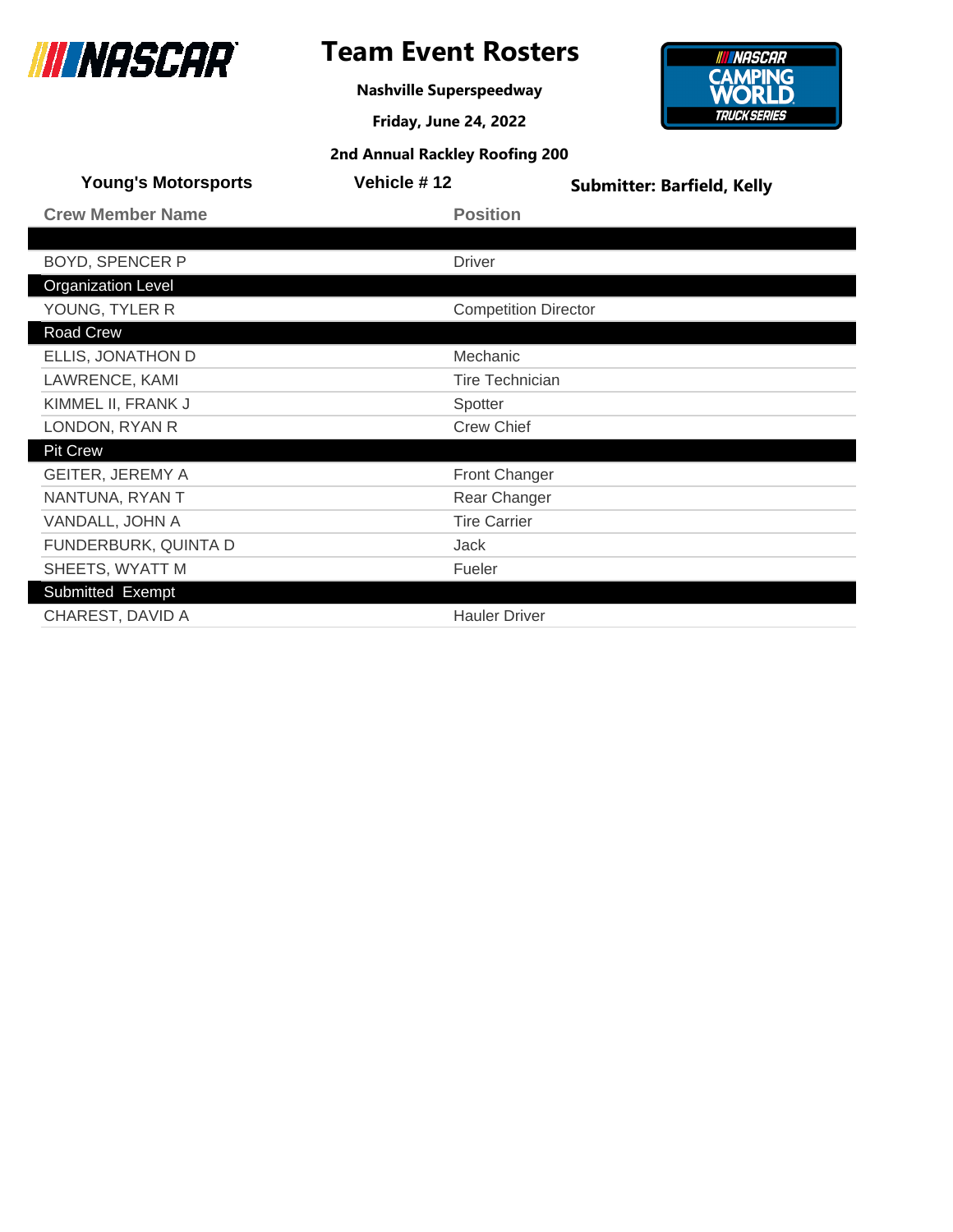# Team Event Rosters

**Nashville Superspeedway**

**Friday, June 24, 2022**

**2nd Annual Rackley Roofing 200**

**Young's Motorsports** | **Vehicle # 12** | **Submitter: Barfield, Kelly**

| Crew Member Name | Position |
|---|---|
| | |
| BOYD, SPENCER P | Driver |
| **Organization Level** | |
| YOUNG, TYLER R | Competition Director |
| **Road Crew** | |
| ELLIS, JONATHON D | Mechanic |
| LAWRENCE, KAMI | Tire Technician |
| KIMMEL II, FRANK J | Spotter |
| LONDON, RYAN R | Crew Chief |
| **Pit Crew** | |
| GEITER, JEREMY A | Front Changer |
| NANTUNA, RYAN T | Rear Changer |
| VANDALL, JOHN A | Tire Carrier |
| FUNDERBURK, QUINTA D | Jack |
| SHEETS, WYATT M | Fueler |
| **Submitted Exempt** | |
| CHAREST, DAVID A | Hauler Driver |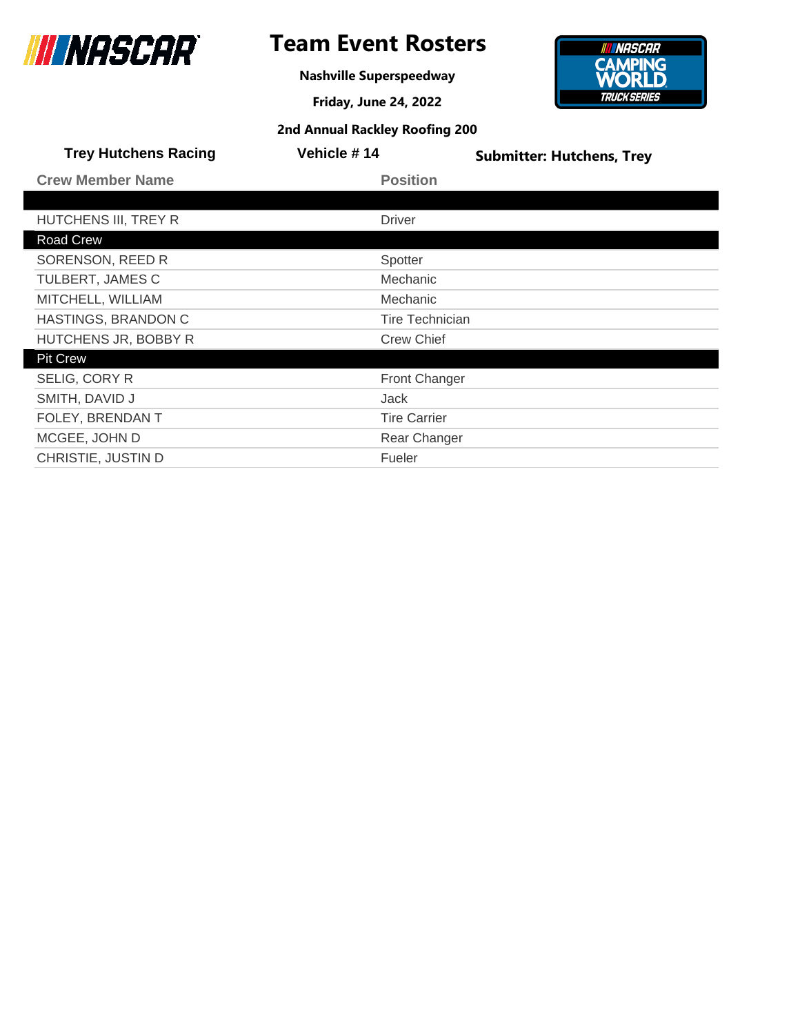# Team Event Rosters

**Nashville Superspeedway**

**Friday, June 24, 2022**

**2nd Annual Rackley Roofing 200**

**Trey Hutchens Racing** | **Vehicle # 14** | **Submitter: Hutchens, Trey**

| Crew Member Name | Position |
|---|---|
| | |
| HUTCHENS III, TREY R | Driver |
| **Road Crew** | |
| SORENSON, REED R | Spotter |
| TULBERT, JAMES C | Mechanic |
| MITCHELL, WILLIAM | Mechanic |
| HASTINGS, BRANDON C | Tire Technician |
| HUTCHENS JR, BOBBY R | Crew Chief |
| **Pit Crew** | |
| SELIG, CORY R | Front Changer |
| SMITH, DAVID J | Jack |
| FOLEY, BRENDAN T | Tire Carrier |
| MCGEE, JOHN D | Rear Changer |
| CHRISTIE, JUSTIN D | Fueler |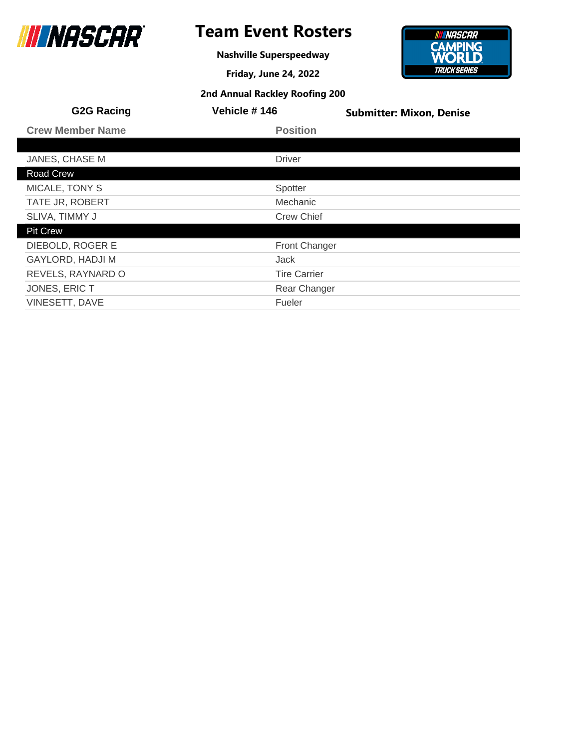# Team Event Rosters

**Nashville Superspeedway**

**Friday, June 24, 2022**

**2nd Annual Rackley Roofing 200**

**G2G Racing** | **Vehicle # 146** | **Submitter: Mixon, Denise**

| Crew Member Name | Position |
|---|---|
| | |
| JANES, CHASE M | Driver |
| **Road Crew** | |
| MICALE, TONY S | Spotter |
| TATE JR, ROBERT | Mechanic |
| SLIVA, TIMMY J | Crew Chief |
| **Pit Crew** | |
| DIEBOLD, ROGER E | Front Changer |
| GAYLORD, HADJI M | Jack |
| REVELS, RAYNARD O | Tire Carrier |
| JONES, ERIC T | Rear Changer |
| VINESETT, DAVE | Fueler |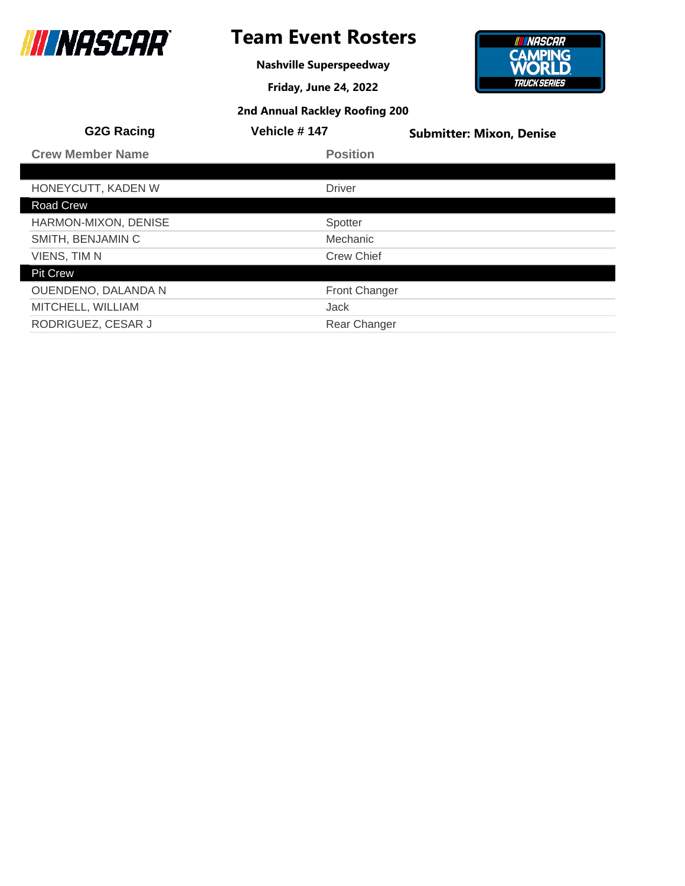# Team Event Rosters

**Nashville Superspeedway**

**Friday, June 24, 2022**

**2nd Annual Rackley Roofing 200**

**G2G Racing** | **Vehicle # 147** | **Submitter: Mixon, Denise**

| Crew Member Name | Position |
| --- | --- |
| | |
| HONEYCUTT, KADEN W | Driver |
| **Road Crew** | |
| HARMON-MIXON, DENISE | Spotter |
| SMITH, BENJAMIN C | Mechanic |
| VIENS, TIM N | Crew Chief |
| **Pit Crew** | |
| OUENDENO, DALANDA N | Front Changer |
| MITCHELL, WILLIAM | Jack |
| RODRIGUEZ, CESAR J | Rear Changer |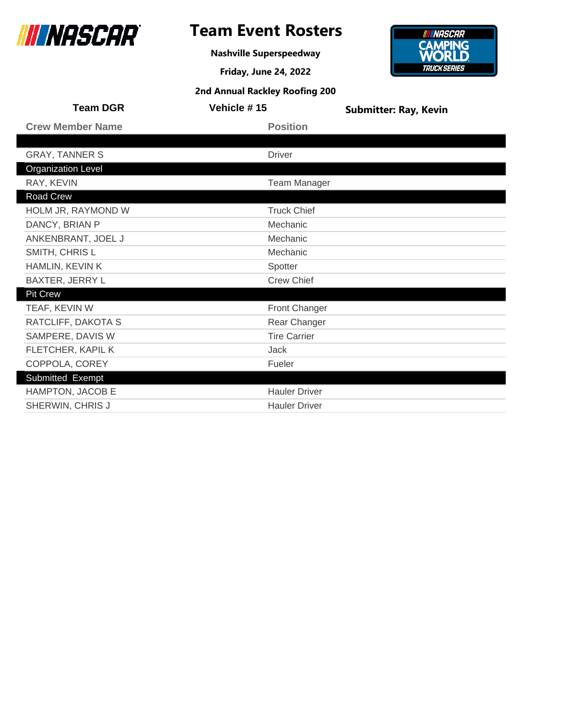# Team Event Rosters

**Nashville Superspeedway**

**Friday, June 24, 2022**

**2nd Annual Rackley Roofing 200**

**Team DGR** | **Vehicle # 15** | **Submitter: Ray, Kevin**

| Crew Member Name | Position |
|---|---|
| | |
| GRAY, TANNER S | Driver |
| **Organization Level** | |
| RAY, KEVIN | Team Manager |
| **Road Crew** | |
| HOLM JR, RAYMOND W | Truck Chief |
| DANCY, BRIAN P | Mechanic |
| ANKENBRANT, JOEL J | Mechanic |
| SMITH, CHRIS L | Mechanic |
| HAMLIN, KEVIN K | Spotter |
| BAXTER, JERRY L | Crew Chief |
| **Pit Crew** | |
| TEAF, KEVIN W | Front Changer |
| RATCLIFF, DAKOTA S | Rear Changer |
| SAMPERE, DAVIS W | Tire Carrier |
| FLETCHER, KAPIL K | Jack |
| COPPOLA, COREY | Fueler |
| **Submitted Exempt** | |
| HAMPTON, JACOB E | Hauler Driver |
| SHERWIN, CHRIS J | Hauler Driver |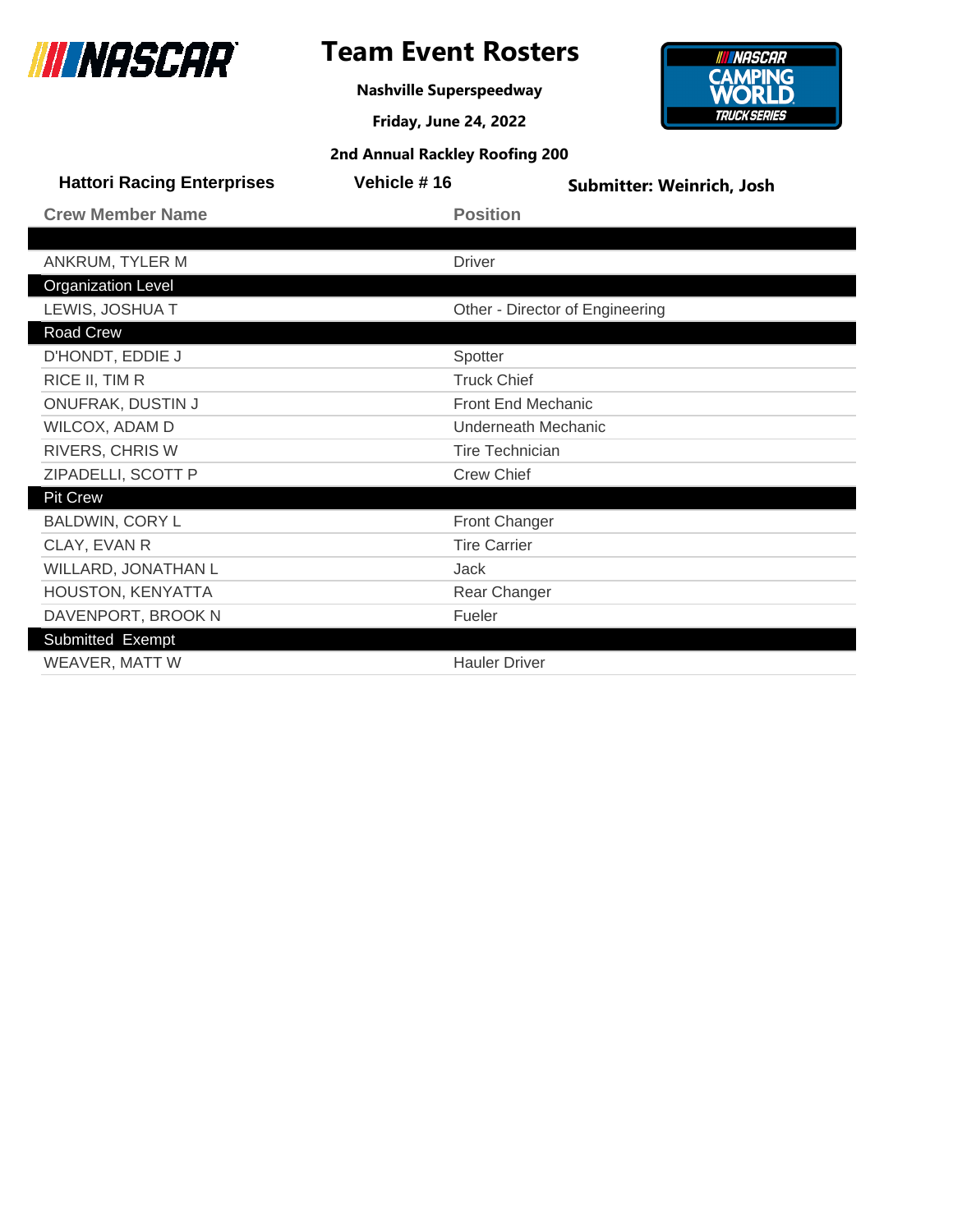# Team Event Rosters

**Nashville Superspeedway**

**Friday, June 24, 2022**

**2nd Annual Rackley Roofing 200**

**Hattori Racing Enterprises** | **Vehicle # 16** | **Submitter: Weinrich, Josh**

| Crew Member Name | Position |
|---|---|
| | |
| ANKRUM, TYLER M | Driver |
| **Organization Level** | |
| LEWIS, JOSHUA T | Other - Director of Engineering |
| **Road Crew** | |
| D'HONDT, EDDIE J | Spotter |
| RICE II, TIM R | Truck Chief |
| ONUFRAK, DUSTIN J | Front End Mechanic |
| WILCOX, ADAM D | Underneath Mechanic |
| RIVERS, CHRIS W | Tire Technician |
| ZIPADELLI, SCOTT P | Crew Chief |
| **Pit Crew** | |
| BALDWIN, CORY L | Front Changer |
| CLAY, EVAN R | Tire Carrier |
| WILLARD, JONATHAN L | Jack |
| HOUSTON, KENYATTA | Rear Changer |
| DAVENPORT, BROOK N | Fueler |
| **Submitted Exempt** | |
| WEAVER, MATT W | Hauler Driver |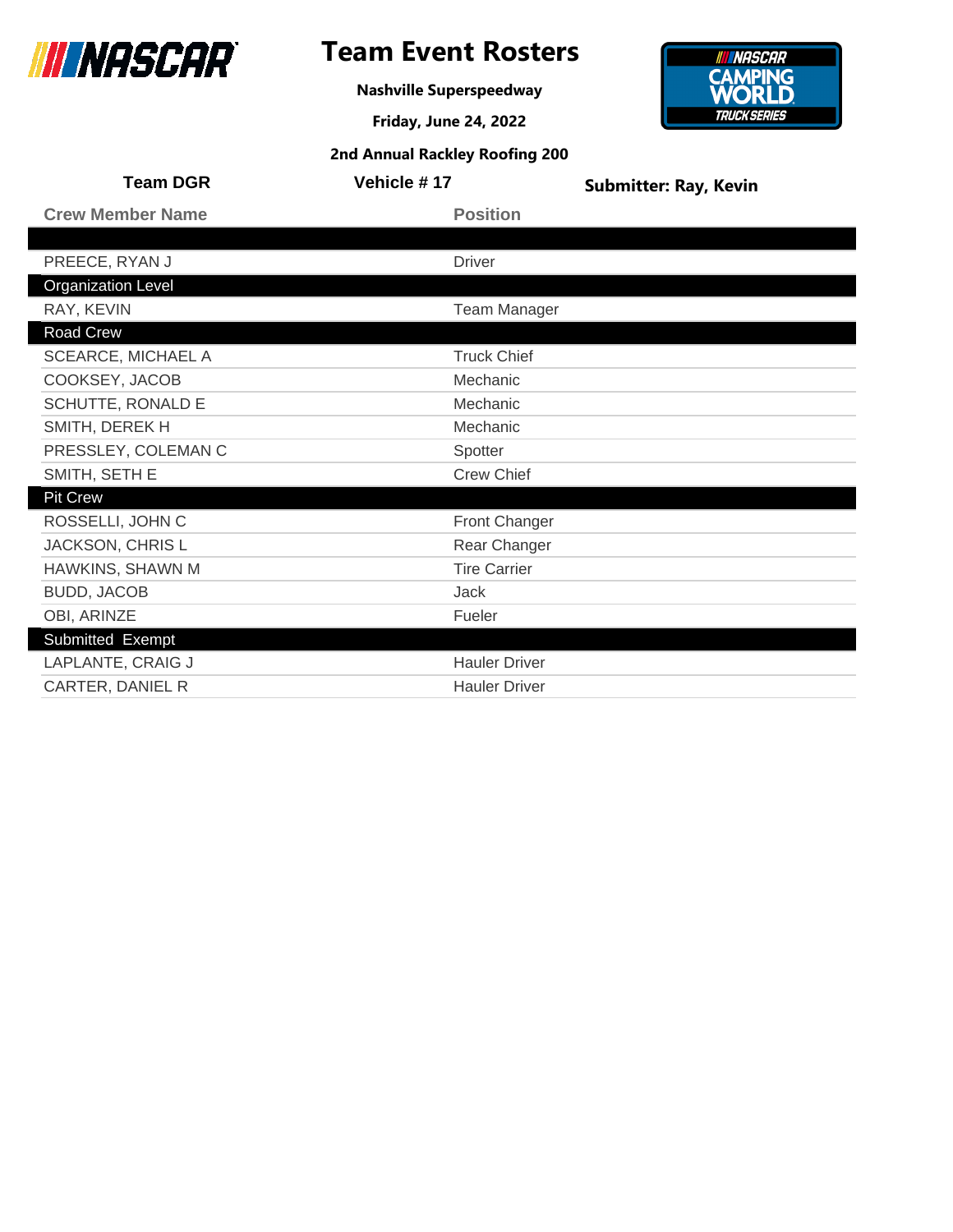# Team Event Rosters

**Nashville Superspeedway**

**Friday, June 24, 2022**

**2nd Annual Rackley Roofing 200**

**Team DGR** | **Vehicle # 17** | **Submitter: Ray, Kevin**

| Crew Member Name | Position |
|---|---|
| | |
| PREECE, RYAN J | Driver |
| **Organization Level** | |
| RAY, KEVIN | Team Manager |
| **Road Crew** | |
| SCEARCE, MICHAEL A | Truck Chief |
| COOKSEY, JACOB | Mechanic |
| SCHUTTE, RONALD E | Mechanic |
| SMITH, DEREK H | Mechanic |
| PRESSLEY, COLEMAN C | Spotter |
| SMITH, SETH E | Crew Chief |
| **Pit Crew** | |
| ROSSELLI, JOHN C | Front Changer |
| JACKSON, CHRIS L | Rear Changer |
| HAWKINS, SHAWN M | Tire Carrier |
| BUDD, JACOB | Jack |
| OBI, ARINZE | Fueler |
| **Submitted Exempt** | |
| LAPLANTE, CRAIG J | Hauler Driver |
| CARTER, DANIEL R | Hauler Driver |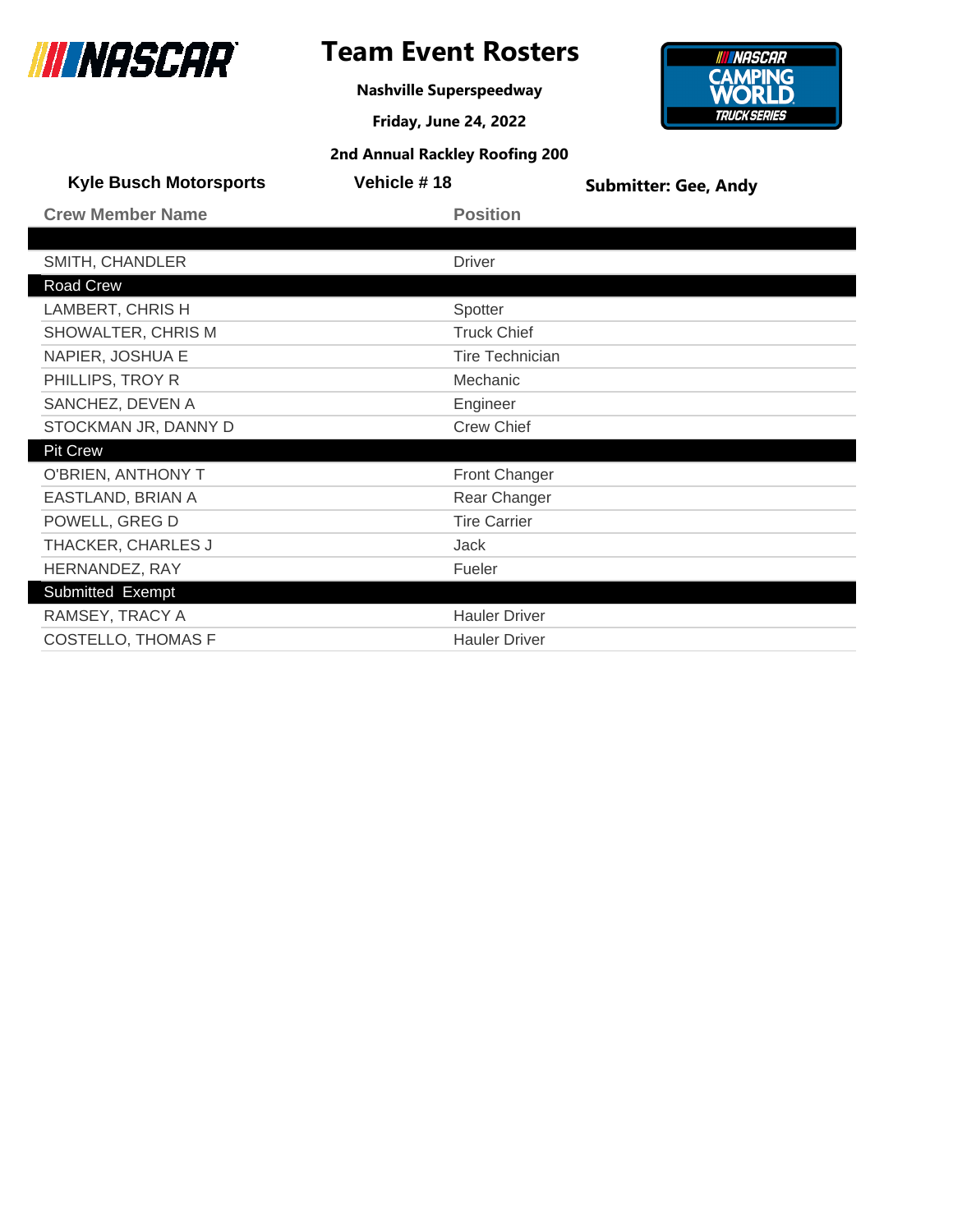# Team Event Rosters

**Nashville Superspeedway**

**Friday, June 24, 2022**

**2nd Annual Rackley Roofing 200**

**Kyle Busch Motorsports** | **Vehicle # 18** | **Submitter: Gee, Andy**

| Crew Member Name | Position |
|---|---|
| | |
| SMITH, CHANDLER | Driver |
| **Road Crew** | |
| LAMBERT, CHRIS H | Spotter |
| SHOWALTER, CHRIS M | Truck Chief |
| NAPIER, JOSHUA E | Tire Technician |
| PHILLIPS, TROY R | Mechanic |
| SANCHEZ, DEVEN A | Engineer |
| STOCKMAN JR, DANNY D | Crew Chief |
| **Pit Crew** | |
| O'BRIEN, ANTHONY T | Front Changer |
| EASTLAND, BRIAN A | Rear Changer |
| POWELL, GREG D | Tire Carrier |
| THACKER, CHARLES J | Jack |
| HERNANDEZ, RAY | Fueler |
| **Submitted Exempt** | |
| RAMSEY, TRACY A | Hauler Driver |
| COSTELLO, THOMAS F | Hauler Driver |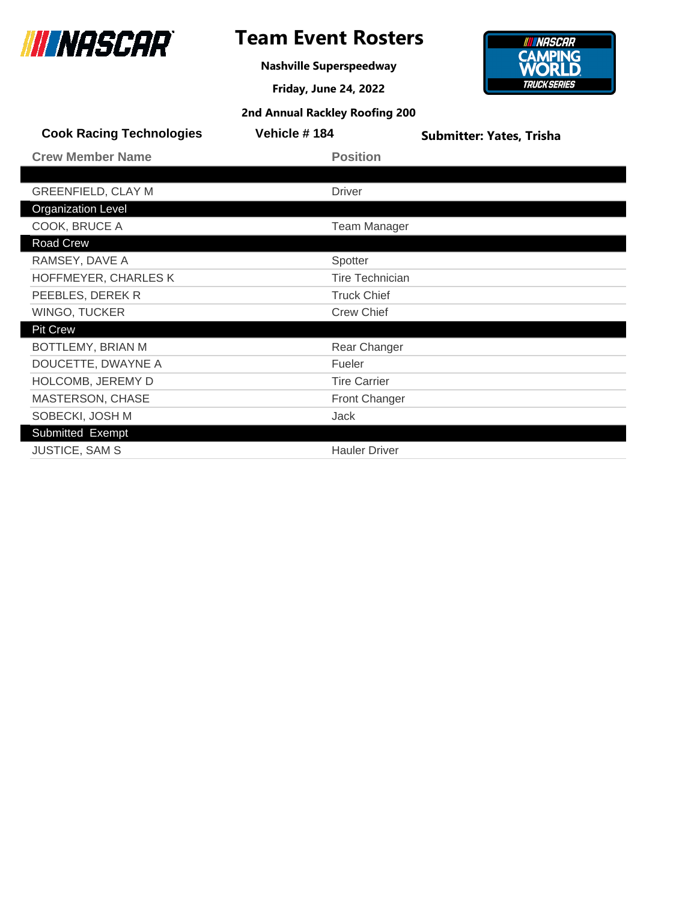# Team Event Rosters

**Nashville Superspeedway**

**Friday, June 24, 2022**

**2nd Annual Rackley Roofing 200**

**Cook Racing Technologies** | **Vehicle # 184** | **Submitter: Yates, Trisha**

| Crew Member Name | Position |
|---|---|
| | |
| GREENFIELD, CLAY M | Driver |
| **Organization Level** | |
| COOK, BRUCE A | Team Manager |
| **Road Crew** | |
| RAMSEY, DAVE A | Spotter |
| HOFFMEYER, CHARLES K | Tire Technician |
| PEEBLES, DEREK R | Truck Chief |
| WINGO, TUCKER | Crew Chief |
| **Pit Crew** | |
| BOTTLEMY, BRIAN M | Rear Changer |
| DOUCETTE, DWAYNE A | Fueler |
| HOLCOMB, JEREMY D | Tire Carrier |
| MASTERSON, CHASE | Front Changer |
| SOBECKI, JOSH M | Jack |
| **Submitted Exempt** | |
| JUSTICE, SAM S | Hauler Driver |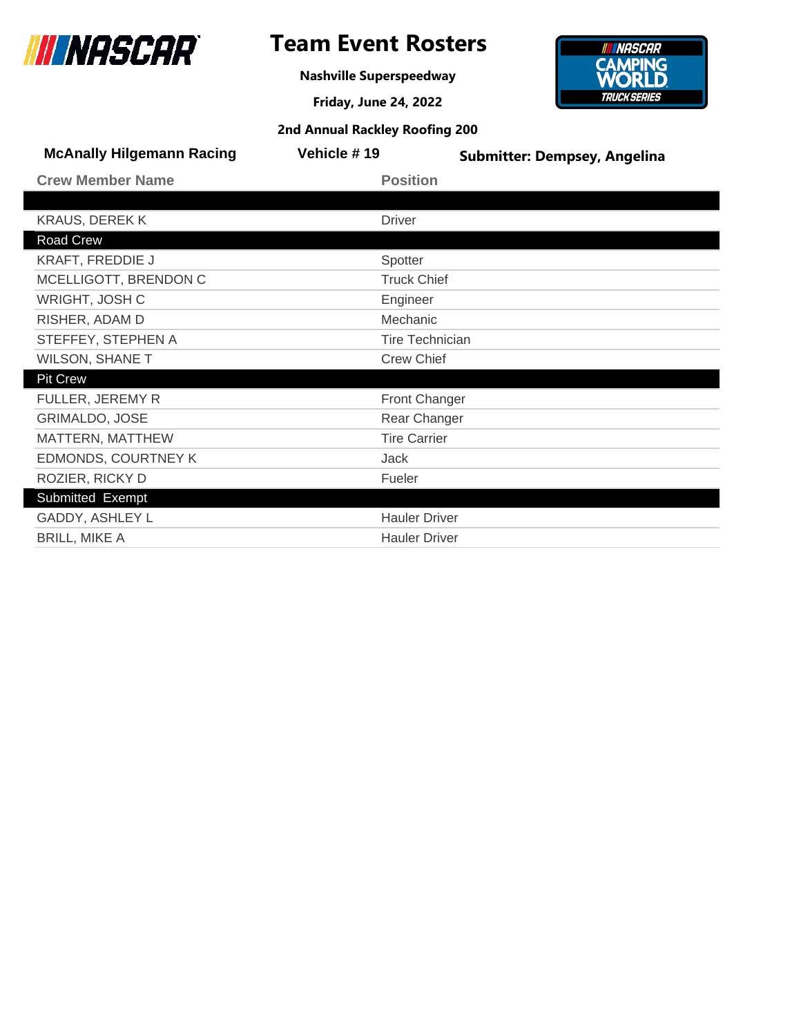# Team Event Rosters

**Nashville Superspeedway**

**Friday, June 24, 2022**

**2nd Annual Rackley Roofing 200**

**McAnally Hilgemann Racing** **Vehicle # 19** **Submitter: Dempsey, Angelina**

| Crew Member Name | Position |
|---|---|
| | |
| KRAUS, DEREK K | Driver |
| **Road Crew** | |
| KRAFT, FREDDIE J | Spotter |
| MCELLIGOTT, BRENDON C | Truck Chief |
| WRIGHT, JOSH C | Engineer |
| RISHER, ADAM D | Mechanic |
| STEFFEY, STEPHEN A | Tire Technician |
| WILSON, SHANE T | Crew Chief |
| **Pit Crew** | |
| FULLER, JEREMY R | Front Changer |
| GRIMALDO, JOSE | Rear Changer |
| MATTERN, MATTHEW | Tire Carrier |
| EDMONDS, COURTNEY K | Jack |
| ROZIER, RICKY D | Fueler |
| **Submitted Exempt** | |
| GADDY, ASHLEY L | Hauler Driver |
| BRILL, MIKE A | Hauler Driver |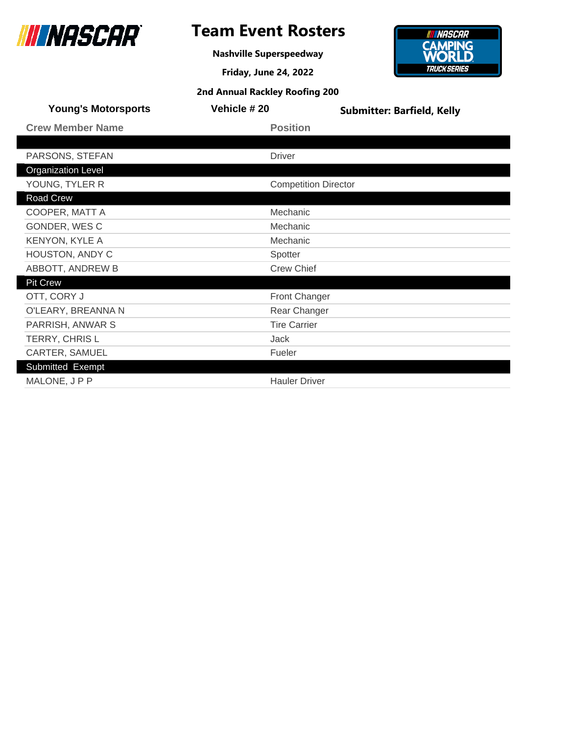# Team Event Rosters

**Nashville Superspeedway**

**Friday, June 24, 2022**

**2nd Annual Rackley Roofing 200**

**Young's Motorsports** | **Vehicle # 20** | **Submitter: Barfield, Kelly**

| Crew Member Name | Position |
|---|---|
| | |
| PARSONS, STEFAN | Driver |
| **Organization Level** | |
| YOUNG, TYLER R | Competition Director |
| **Road Crew** | |
| COOPER, MATT A | Mechanic |
| GONDER, WES C | Mechanic |
| KENYON, KYLE A | Mechanic |
| HOUSTON, ANDY C | Spotter |
| ABBOTT, ANDREW B | Crew Chief |
| **Pit Crew** | |
| OTT, CORY J | Front Changer |
| O'LEARY, BREANNA N | Rear Changer |
| PARRISH, ANWAR S | Tire Carrier |
| TERRY, CHRIS L | Jack |
| CARTER, SAMUEL | Fueler |
| **Submitted Exempt** | |
| MALONE, J P P | Hauler Driver |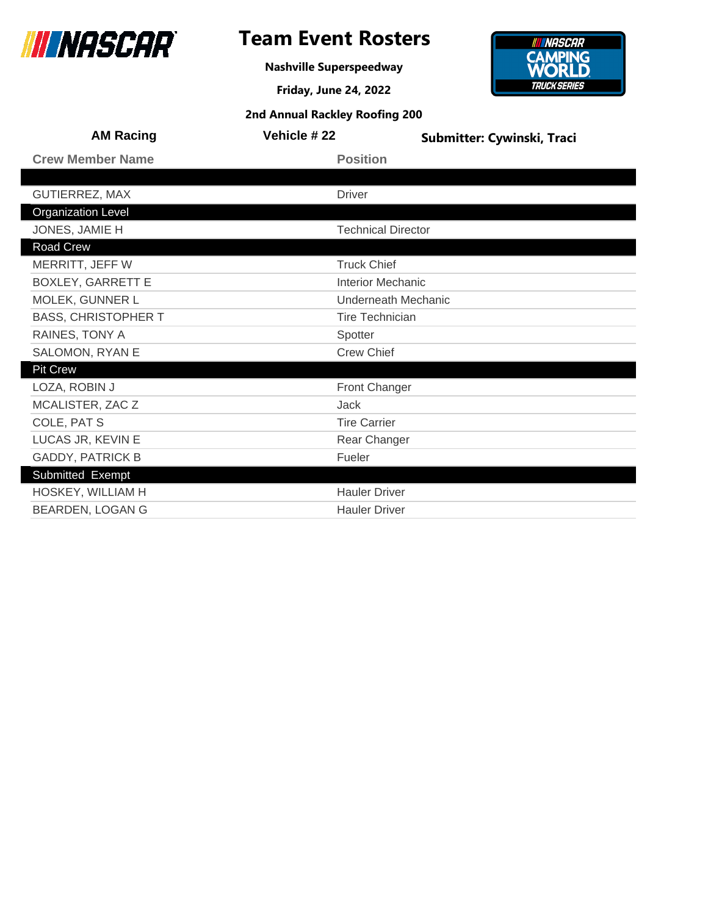# Team Event Rosters

**Nashville Superspeedway**

**Friday, June 24, 2022**

**2nd Annual Rackley Roofing 200**

**AM Racing** | **Vehicle # 22** | **Submitter: Cywinski, Traci**

| Crew Member Name | Position |
|---|---|
| | |
| GUTIERREZ, MAX | Driver |
| **Organization Level** | |
| JONES, JAMIE H | Technical Director |
| **Road Crew** | |
| MERRITT, JEFF W | Truck Chief |
| BOXLEY, GARRETT E | Interior Mechanic |
| MOLEK, GUNNER L | Underneath Mechanic |
| BASS, CHRISTOPHER T | Tire Technician |
| RAINES, TONY A | Spotter |
| SALOMON, RYAN E | Crew Chief |
| **Pit Crew** | |
| LOZA, ROBIN J | Front Changer |
| MCALISTER, ZAC Z | Jack |
| COLE, PAT S | Tire Carrier |
| LUCAS JR, KEVIN E | Rear Changer |
| GADDY, PATRICK B | Fueler |
| **Submitted Exempt** | |
| HOSKEY, WILLIAM H | Hauler Driver |
| BEARDEN, LOGAN G | Hauler Driver |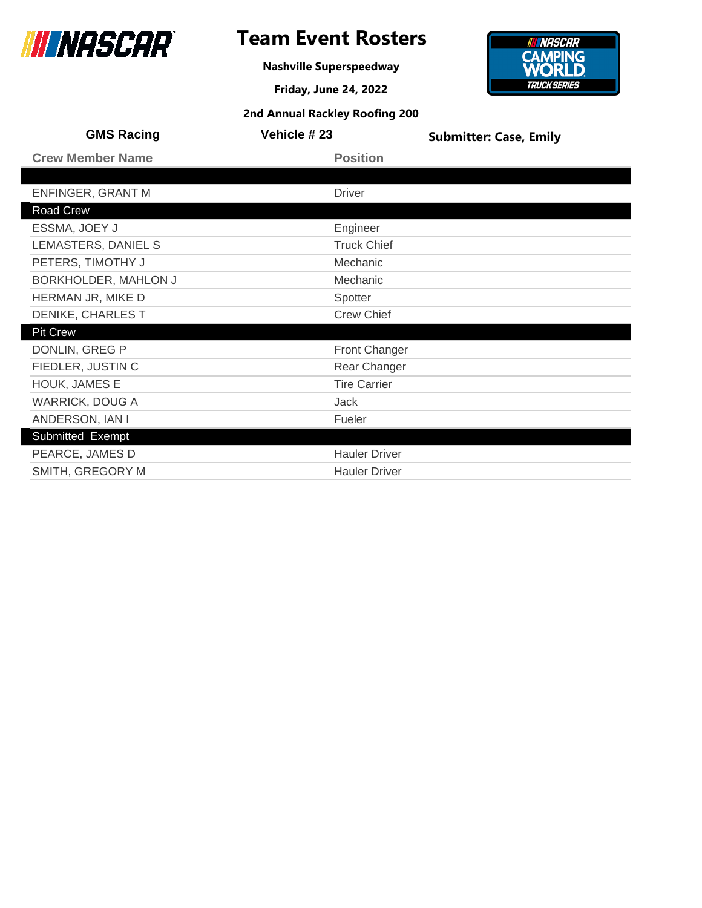# Team Event Rosters

**Nashville Superspeedway**

**Friday, June 24, 2022**

**2nd Annual Rackley Roofing 200**

**GMS Racing** | **Vehicle # 23** | **Submitter: Case, Emily**

| Crew Member Name | Position |
| --- | --- |
| | |
| ENFINGER, GRANT M | Driver |
| **Road Crew** | |
| ESSMA, JOEY J | Engineer |
| LEMASTERS, DANIEL S | Truck Chief |
| PETERS, TIMOTHY J | Mechanic |
| BORKHOLDER, MAHLON J | Mechanic |
| HERMAN JR, MIKE D | Spotter |
| DENIKE, CHARLES T | Crew Chief |
| **Pit Crew** | |
| DONLIN, GREG P | Front Changer |
| FIEDLER, JUSTIN C | Rear Changer |
| HOUK, JAMES E | Tire Carrier |
| WARRICK, DOUG A | Jack |
| ANDERSON, IAN I | Fueler |
| **Submitted Exempt** | |
| PEARCE, JAMES D | Hauler Driver |
| SMITH, GREGORY M | Hauler Driver |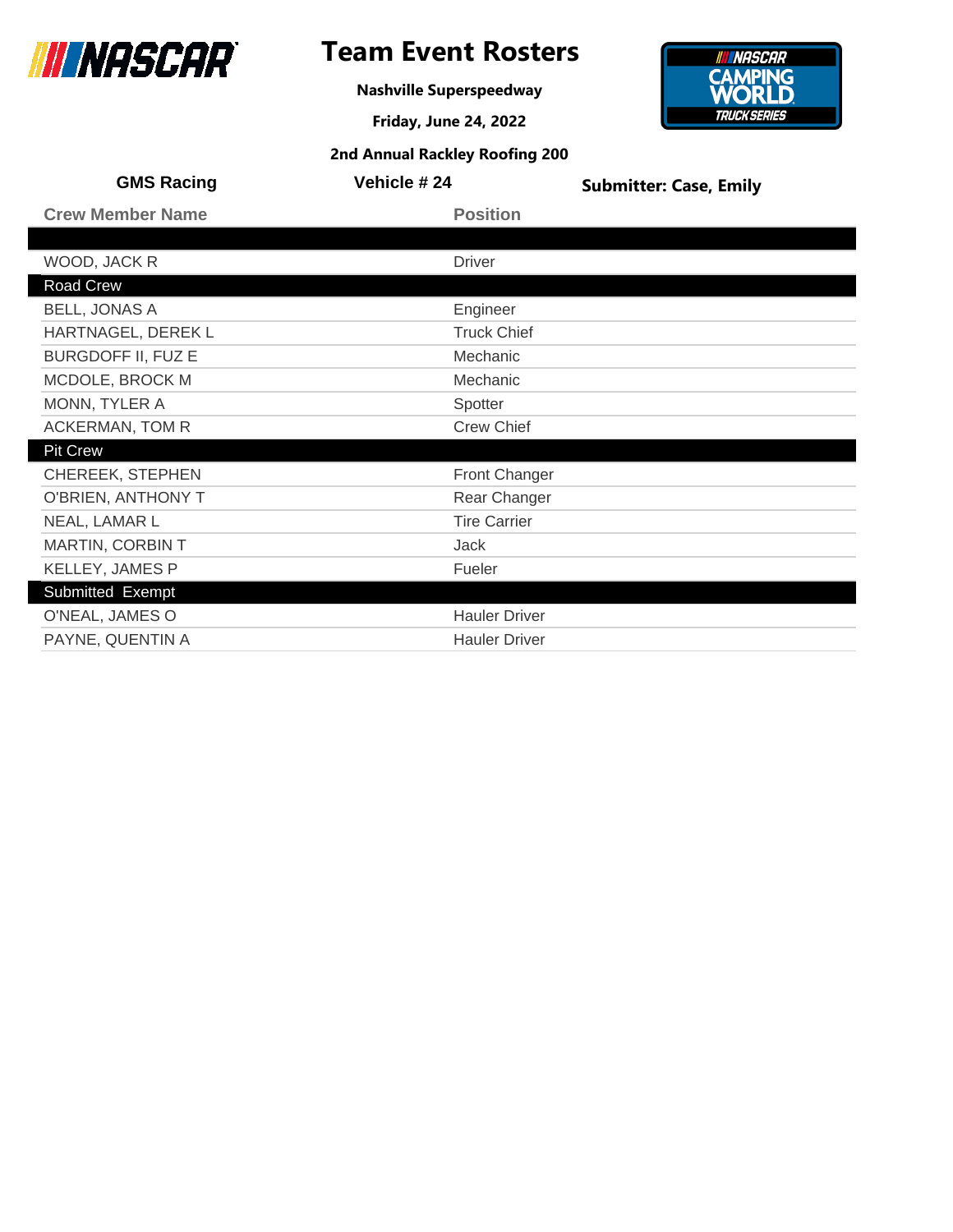# Team Event Rosters

**Nashville Superspeedway**

**Friday, June 24, 2022**

**2nd Annual Rackley Roofing 200**

**GMS Racing** | **Vehicle # 24** | **Submitter: Case, Emily**

| Crew Member Name | Position |
|---|---|
| | |
| WOOD, JACK R | Driver |
| **Road Crew** | |
| BELL, JONAS A | Engineer |
| HARTNAGEL, DEREK L | Truck Chief |
| BURGDOFF II, FUZ E | Mechanic |
| MCDOLE, BROCK M | Mechanic |
| MONN, TYLER A | Spotter |
| ACKERMAN, TOM R | Crew Chief |
| **Pit Crew** | |
| CHEREEK, STEPHEN | Front Changer |
| O'BRIEN, ANTHONY T | Rear Changer |
| NEAL, LAMAR L | Tire Carrier |
| MARTIN, CORBIN T | Jack |
| KELLEY, JAMES P | Fueler |
| **Submitted Exempt** | |
| O'NEAL, JAMES O | Hauler Driver |
| PAYNE, QUENTIN A | Hauler Driver |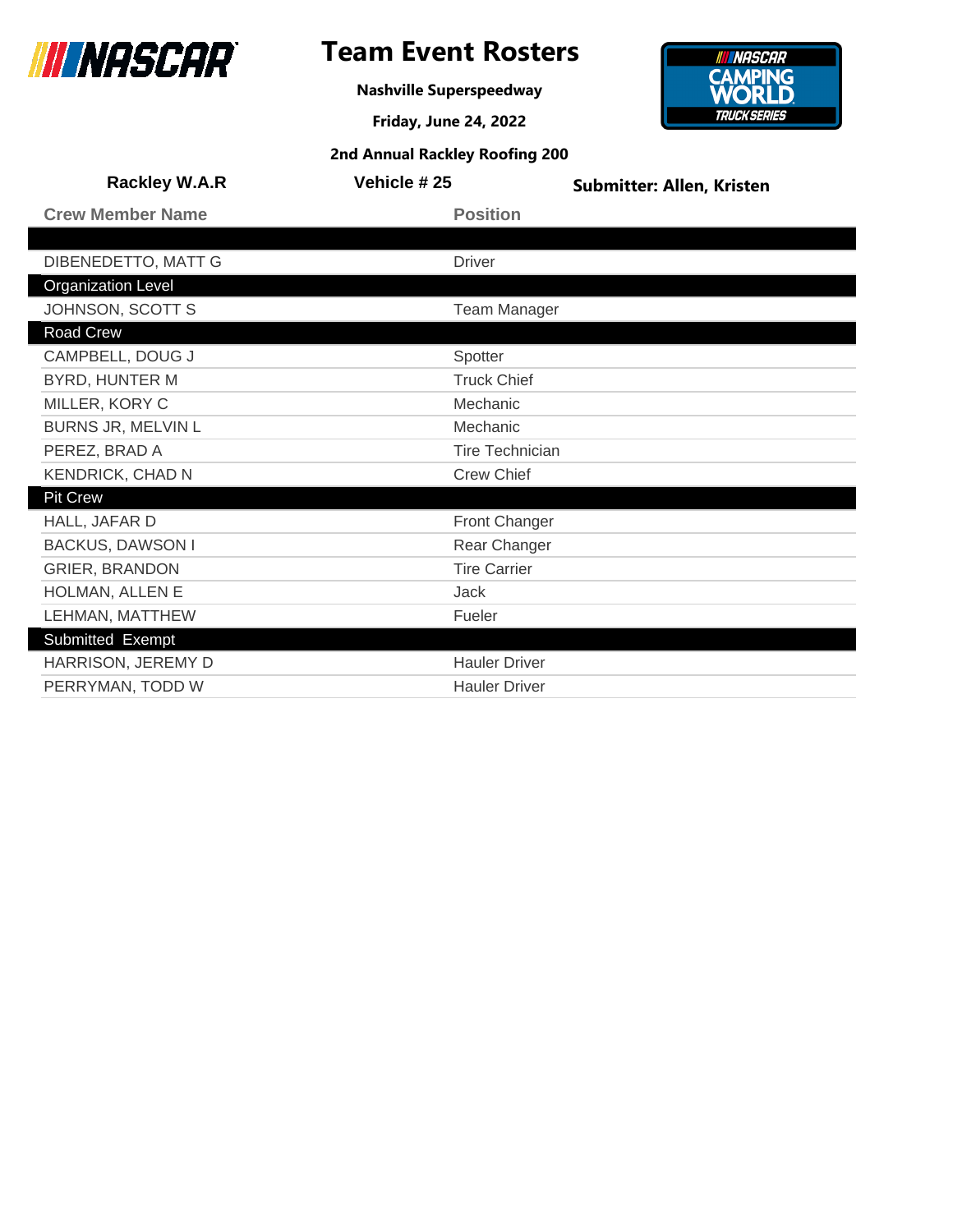# Team Event Rosters

**Nashville Superspeedway**

**Friday, June 24, 2022**

**2nd Annual Rackley Roofing 200**

**Rackley W.A.R** | **Vehicle # 25** | **Submitter: Allen, Kristen**

| Crew Member Name | Position |
|---|---|
| | |
| DIBENEDETTO, MATT G | Driver |
| **Organization Level** | |
| JOHNSON, SCOTT S | Team Manager |
| **Road Crew** | |
| CAMPBELL, DOUG J | Spotter |
| BYRD, HUNTER M | Truck Chief |
| MILLER, KORY C | Mechanic |
| BURNS JR, MELVIN L | Mechanic |
| PEREZ, BRAD A | Tire Technician |
| KENDRICK, CHAD N | Crew Chief |
| **Pit Crew** | |
| HALL, JAFAR D | Front Changer |
| BACKUS, DAWSON I | Rear Changer |
| GRIER, BRANDON | Tire Carrier |
| HOLMAN, ALLEN E | Jack |
| LEHMAN, MATTHEW | Fueler |
| **Submitted Exempt** | |
| HARRISON, JEREMY D | Hauler Driver |
| PERRYMAN, TODD W | Hauler Driver |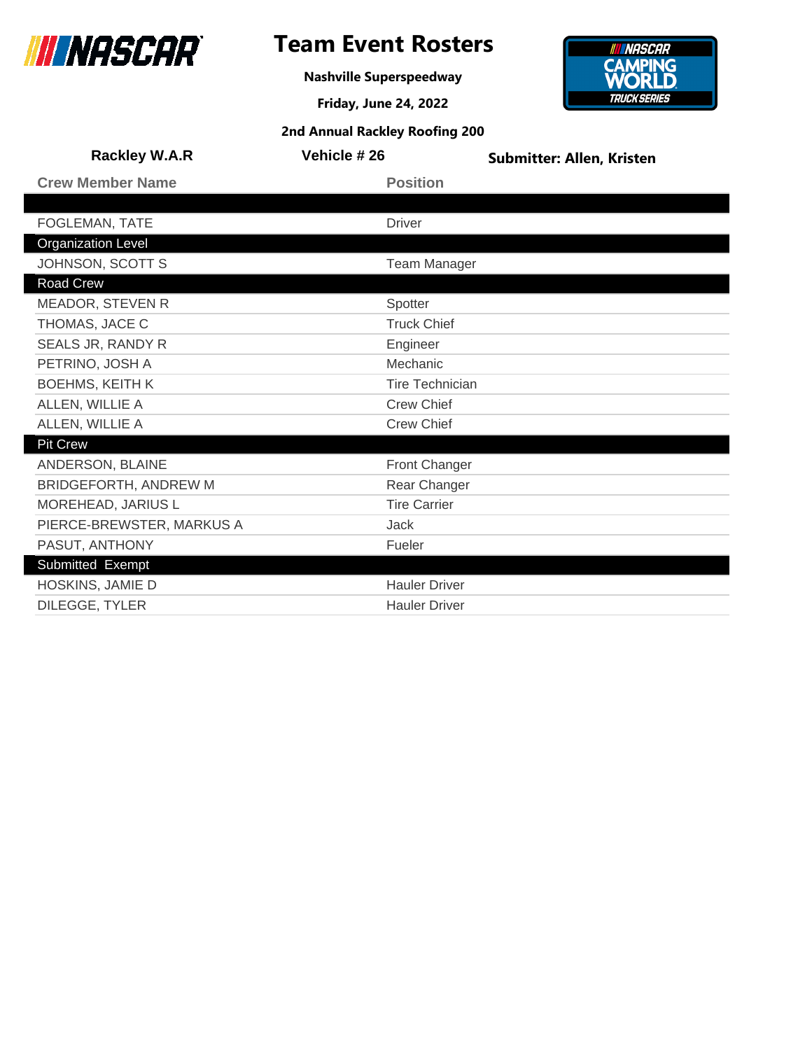# Team Event Rosters

**Nashville Superspeedway**

**Friday, June 24, 2022**

**2nd Annual Rackley Roofing 200**

**Rackley W.A.R** | **Vehicle # 26** | **Submitter: Allen, Kristen**

| Crew Member Name | Position |
|---|---|
| | |
| FOGLEMAN, TATE | Driver |
| **Organization Level** | |
| JOHNSON, SCOTT S | Team Manager |
| **Road Crew** | |
| MEADOR, STEVEN R | Spotter |
| THOMAS, JACE C | Truck Chief |
| SEALS JR, RANDY R | Engineer |
| PETRINO, JOSH A | Mechanic |
| BOEHMS, KEITH K | Tire Technician |
| ALLEN, WILLIE A | Crew Chief |
| ALLEN, WILLIE A | Crew Chief |
| **Pit Crew** | |
| ANDERSON, BLAINE | Front Changer |
| BRIDGEFORTH, ANDREW M | Rear Changer |
| MOREHEAD, JARIUS L | Tire Carrier |
| PIERCE-BREWSTER, MARKUS A | Jack |
| PASUT, ANTHONY | Fueler |
| **Submitted Exempt** | |
| HOSKINS, JAMIE D | Hauler Driver |
| DILEGGE, TYLER | Hauler Driver |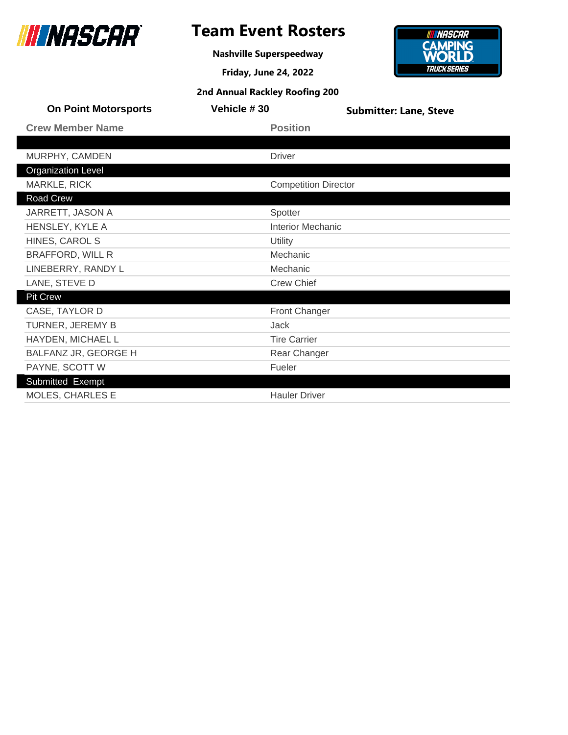# Team Event Rosters

**Nashville Superspeedway**

**Friday, June 24, 2022**

**2nd Annual Rackley Roofing 200**

**On Point Motorsports** | **Vehicle # 30** | **Submitter: Lane, Steve**

| Crew Member Name | Position |
| --- | --- |
| | |
| MURPHY, CAMDEN | Driver |
| **Organization Level** | |
| MARKLE, RICK | Competition Director |
| **Road Crew** | |
| JARRETT, JASON A | Spotter |
| HENSLEY, KYLE A | Interior Mechanic |
| HINES, CAROL S | Utility |
| BRAFFORD, WILL R | Mechanic |
| LINEBERRY, RANDY L | Mechanic |
| LANE, STEVE D | Crew Chief |
| **Pit Crew** | |
| CASE, TAYLOR D | Front Changer |
| TURNER, JEREMY B | Jack |
| HAYDEN, MICHAEL L | Tire Carrier |
| BALFANZ JR, GEORGE H | Rear Changer |
| PAYNE, SCOTT W | Fueler |
| **Submitted Exempt** | |
| MOLES, CHARLES E | Hauler Driver |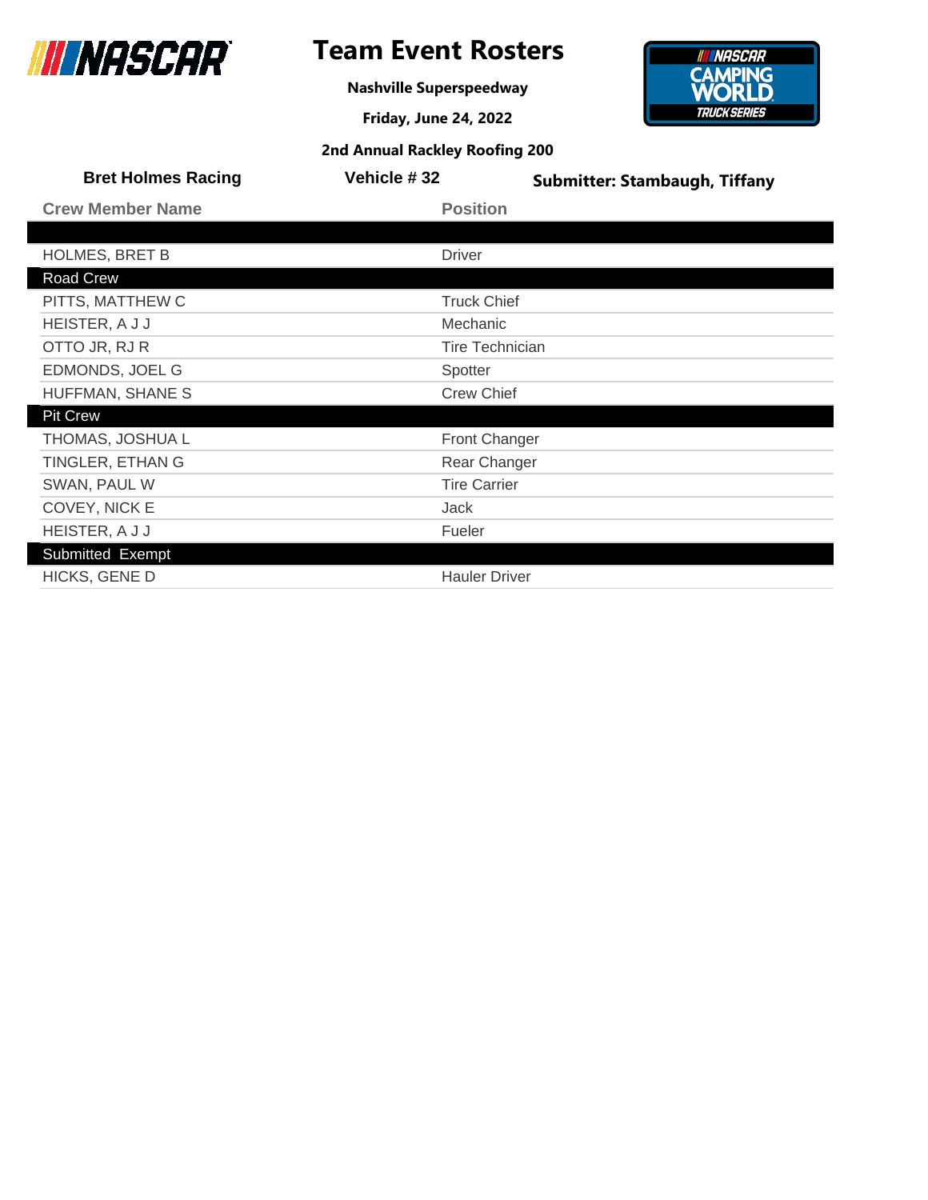# Team Event Rosters

**Nashville Superspeedway**

**Friday, June 24, 2022**

**2nd Annual Rackley Roofing 200**

**Bret Holmes Racing** | **Vehicle # 32** | **Submitter: Stambaugh, Tiffany**

| Crew Member Name | Position |
|---|---|
| | |
| HOLMES, BRET B | Driver |
| **Road Crew** | |
| PITTS, MATTHEW C | Truck Chief |
| HEISTER, A J J | Mechanic |
| OTTO JR, RJ R | Tire Technician |
| EDMONDS, JOEL G | Spotter |
| HUFFMAN, SHANE S | Crew Chief |
| **Pit Crew** | |
| THOMAS, JOSHUA L | Front Changer |
| TINGLER, ETHAN G | Rear Changer |
| SWAN, PAUL W | Tire Carrier |
| COVEY, NICK E | Jack |
| HEISTER, A J J | Fueler |
| **Submitted Exempt** | |
| HICKS, GENE D | Hauler Driver |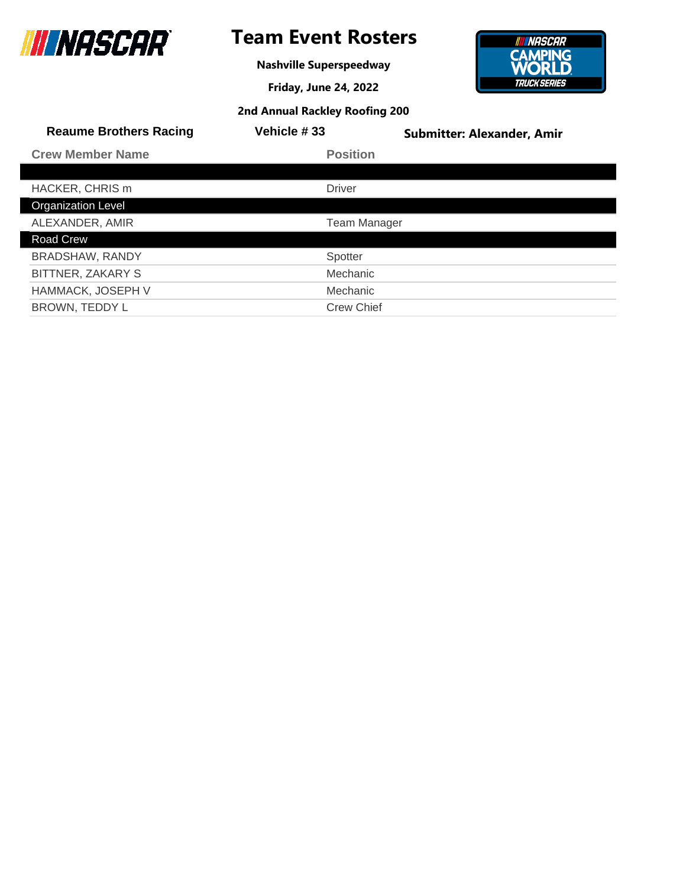# Team Event Rosters

**Nashville Superspeedway**

**Friday, June 24, 2022**

**2nd Annual Rackley Roofing 200**

**Reaume Brothers Racing** | **Vehicle # 33** | **Submitter: Alexander, Amir**

| Crew Member Name | Position |
| --- | --- |
| | |
| HACKER, CHRIS m | Driver |
| **Organization Level** | |
| ALEXANDER, AMIR | Team Manager |
| **Road Crew** | |
| BRADSHAW, RANDY | Spotter |
| BITTNER, ZAKARY S | Mechanic |
| HAMMACK, JOSEPH V | Mechanic |
| BROWN, TEDDY L | Crew Chief |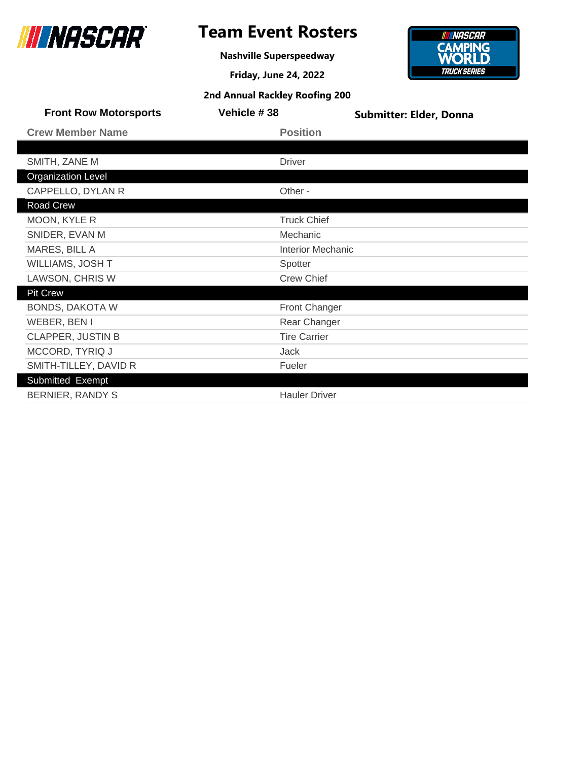# Team Event Rosters

**Nashville Superspeedway**

**Friday, June 24, 2022**

**2nd Annual Rackley Roofing 200**

**Front Row Motorsports** | **Vehicle # 38** | **Submitter: Elder, Donna**

| Crew Member Name | Position |
|---|---|
| | |
| SMITH, ZANE M | Driver |
| **Organization Level** | |
| CAPPELLO, DYLAN R | Other - |
| **Road Crew** | |
| MOON, KYLE R | Truck Chief |
| SNIDER, EVAN M | Mechanic |
| MARES, BILL A | Interior Mechanic |
| WILLIAMS, JOSH T | Spotter |
| LAWSON, CHRIS W | Crew Chief |
| **Pit Crew** | |
| BONDS, DAKOTA W | Front Changer |
| WEBER, BEN I | Rear Changer |
| CLAPPER, JUSTIN B | Tire Carrier |
| MCCORD, TYRIQ J | Jack |
| SMITH-TILLEY, DAVID R | Fueler |
| **Submitted Exempt** | |
| BERNIER, RANDY S | Hauler Driver |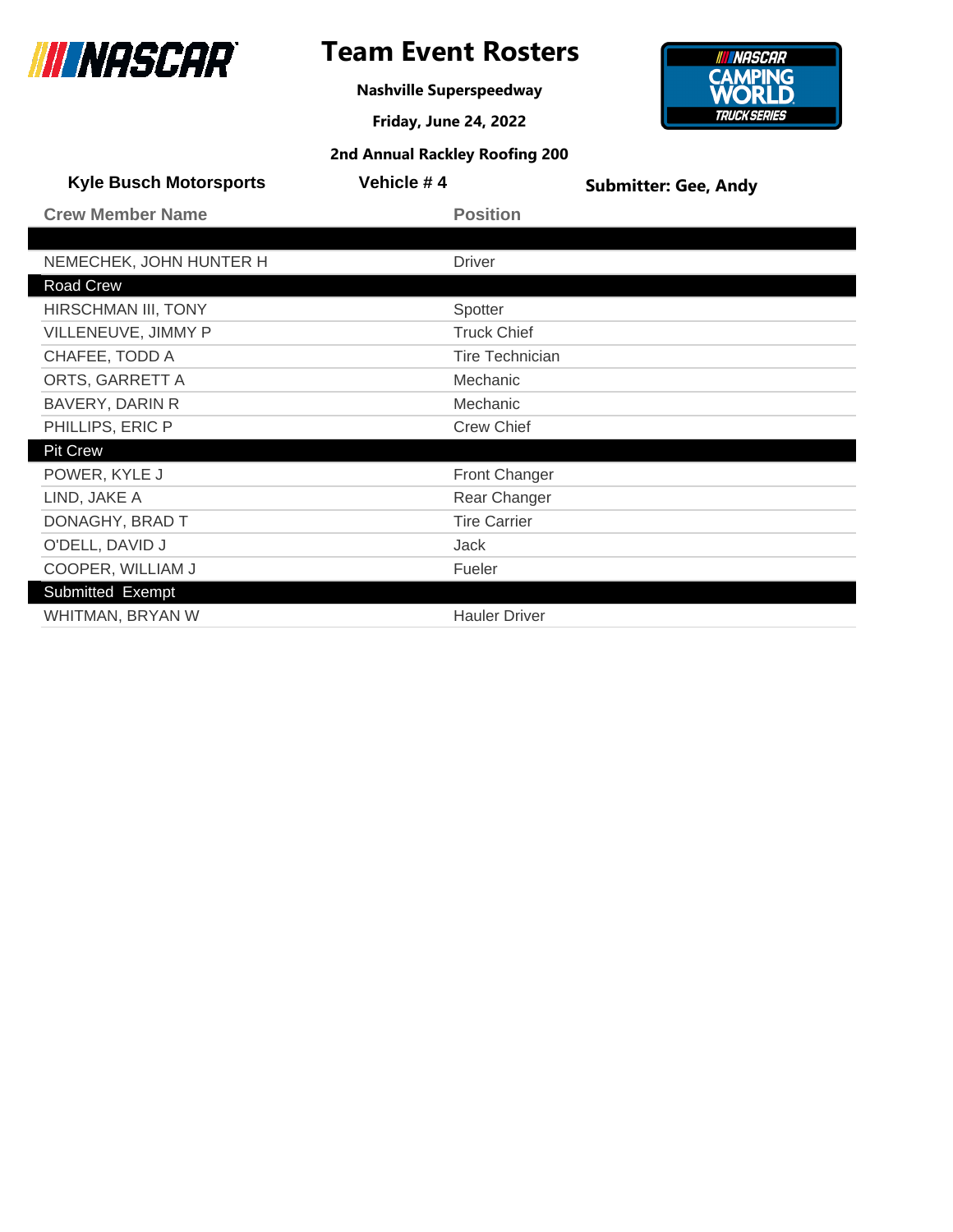# Team Event Rosters

**Nashville Superspeedway**

**Friday, June 24, 2022**

**2nd Annual Rackley Roofing 200**

**Kyle Busch Motorsports** | **Vehicle # 4** | **Submitter: Gee, Andy**

| Crew Member Name | Position |
|---|---|
| | |
| NEMECHEK, JOHN HUNTER H | Driver |
| **Road Crew** | |
| HIRSCHMAN III, TONY | Spotter |
| VILLENEUVE, JIMMY P | Truck Chief |
| CHAFEE, TODD A | Tire Technician |
| ORTS, GARRETT A | Mechanic |
| BAVERY, DARIN R | Mechanic |
| PHILLIPS, ERIC P | Crew Chief |
| **Pit Crew** | |
| POWER, KYLE J | Front Changer |
| LIND, JAKE A | Rear Changer |
| DONAGHY, BRAD T | Tire Carrier |
| O'DELL, DAVID J | Jack |
| COOPER, WILLIAM J | Fueler |
| **Submitted Exempt** | |
| WHITMAN, BRYAN W | Hauler Driver |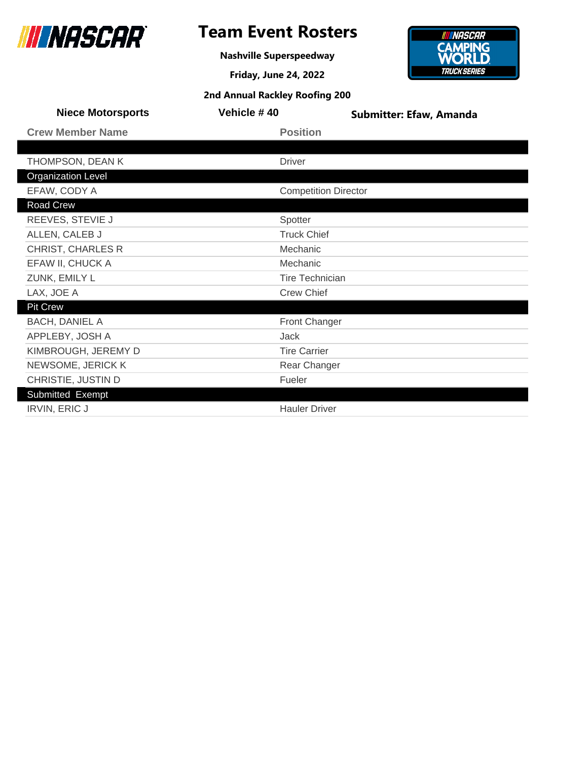# Team Event Rosters

**Nashville Superspeedway**

**Friday, June 24, 2022**

**2nd Annual Rackley Roofing 200**

**Niece Motorsports** | **Vehicle # 40** | **Submitter: Efaw, Amanda**

| Crew Member Name | Position |
|---|---|
| | |
| THOMPSON, DEAN K | Driver |
| **Organization Level** | |
| EFAW, CODY A | Competition Director |
| **Road Crew** | |
| REEVES, STEVIE J | Spotter |
| ALLEN, CALEB J | Truck Chief |
| CHRIST, CHARLES R | Mechanic |
| EFAW II, CHUCK A | Mechanic |
| ZUNK, EMILY L | Tire Technician |
| LAX, JOE A | Crew Chief |
| **Pit Crew** | |
| BACH, DANIEL A | Front Changer |
| APPLEBY, JOSH A | Jack |
| KIMBROUGH, JEREMY D | Tire Carrier |
| NEWSOME, JERICK K | Rear Changer |
| CHRISTIE, JUSTIN D | Fueler |
| **Submitted Exempt** | |
| IRVIN, ERIC J | Hauler Driver |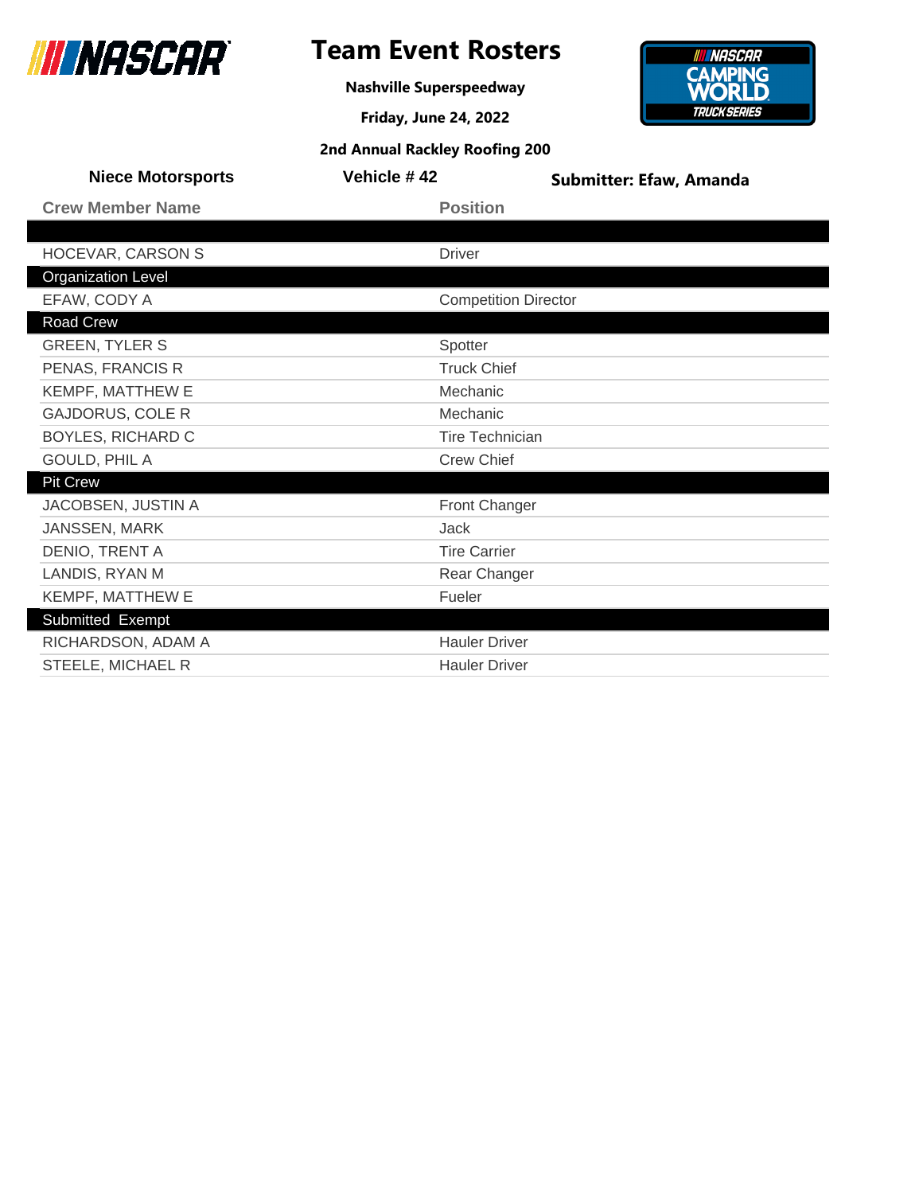# Team Event Rosters

**Nashville Superspeedway**

**Friday, June 24, 2022**

**2nd Annual Rackley Roofing 200**

**Niece Motorsports** | **Vehicle # 42** | **Submitter: Efaw, Amanda**

| Crew Member Name | Position |
|---|---|
| | |
| HOCEVAR, CARSON S | Driver |
| **Organization Level** | |
| EFAW, CODY A | Competition Director |
| **Road Crew** | |
| GREEN, TYLER S | Spotter |
| PENAS, FRANCIS R | Truck Chief |
| KEMPF, MATTHEW E | Mechanic |
| GAJDORUS, COLE R | Mechanic |
| BOYLES, RICHARD C | Tire Technician |
| GOULD, PHIL A | Crew Chief |
| **Pit Crew** | |
| JACOBSEN, JUSTIN A | Front Changer |
| JANSSEN, MARK | Jack |
| DENIO, TRENT A | Tire Carrier |
| LANDIS, RYAN M | Rear Changer |
| KEMPF, MATTHEW E | Fueler |
| **Submitted Exempt** | |
| RICHARDSON, ADAM A | Hauler Driver |
| STEELE, MICHAEL R | Hauler Driver |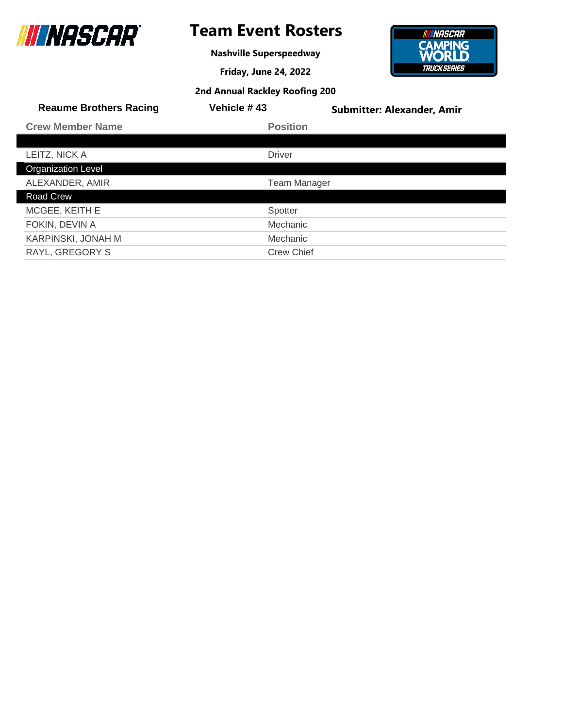# Team Event Rosters

**Nashville Superspeedway**

**Friday, June 24, 2022**

**2nd Annual Rackley Roofing 200**

**Reaume Brothers Racing** | **Vehicle # 43** | **Submitter: Alexander, Amir**

| Crew Member Name | Position |
|---|---|
| | |
| LEITZ, NICK A | Driver |
| **Organization Level** | |
| ALEXANDER, AMIR | Team Manager |
| **Road Crew** | |
| MCGEE, KEITH E | Spotter |
| FOKIN, DEVIN A | Mechanic |
| KARPINSKI, JONAH M | Mechanic |
| RAYL, GREGORY S | Crew Chief |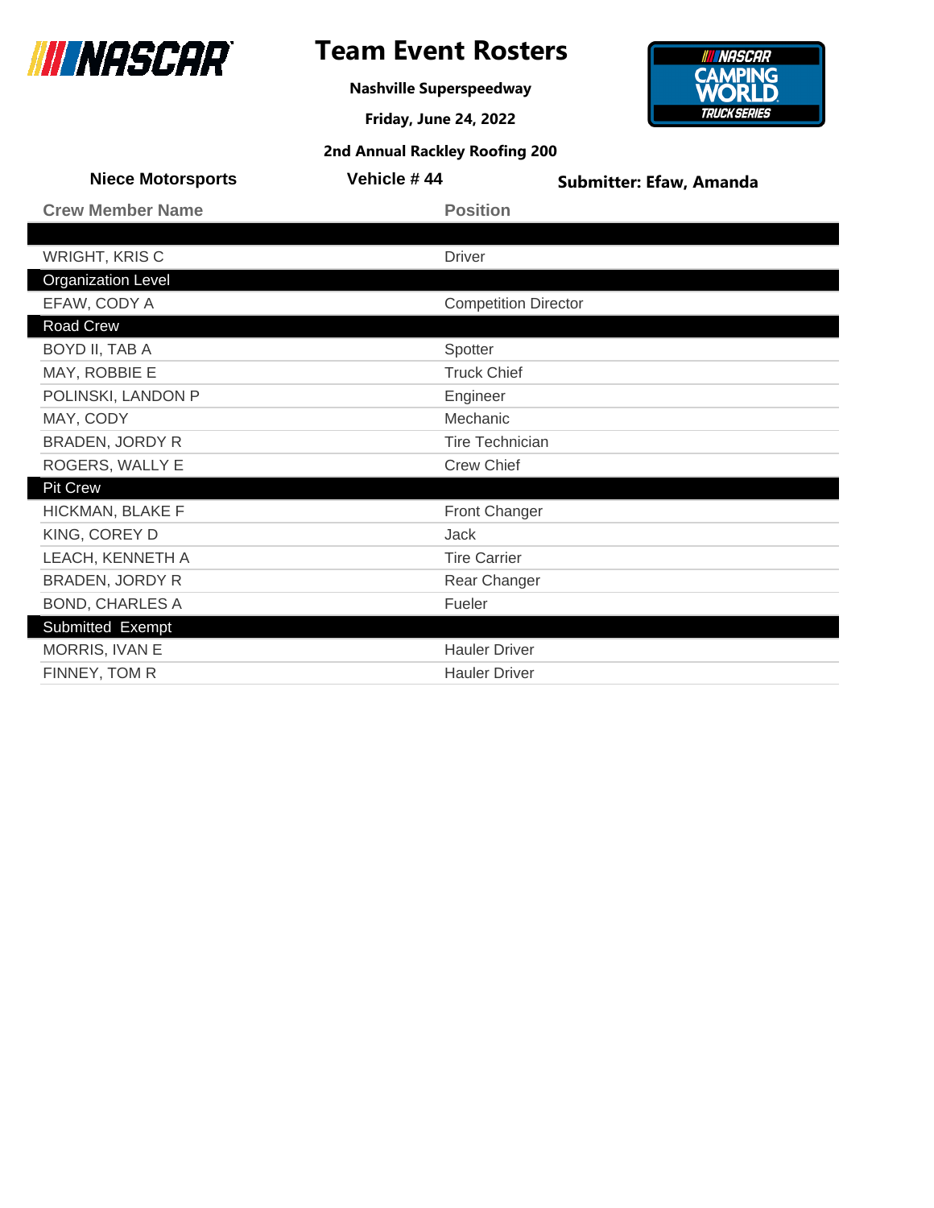# Team Event Rosters

**Nashville Superspeedway**

**Friday, June 24, 2022**

**2nd Annual Rackley Roofing 200**

**Niece Motorsports** | **Vehicle # 44** | **Submitter: Efaw, Amanda**

| Crew Member Name | Position |
|---|---|
| | |
| WRIGHT, KRIS C | Driver |
| **Organization Level** | |
| EFAW, CODY A | Competition Director |
| **Road Crew** | |
| BOYD II, TAB A | Spotter |
| MAY, ROBBIE E | Truck Chief |
| POLINSKI, LANDON P | Engineer |
| MAY, CODY | Mechanic |
| BRADEN, JORDY R | Tire Technician |
| ROGERS, WALLY E | Crew Chief |
| **Pit Crew** | |
| HICKMAN, BLAKE F | Front Changer |
| KING, COREY D | Jack |
| LEACH, KENNETH A | Tire Carrier |
| BRADEN, JORDY R | Rear Changer |
| BOND, CHARLES A | Fueler |
| **Submitted Exempt** | |
| MORRIS, IVAN E | Hauler Driver |
| FINNEY, TOM R | Hauler Driver |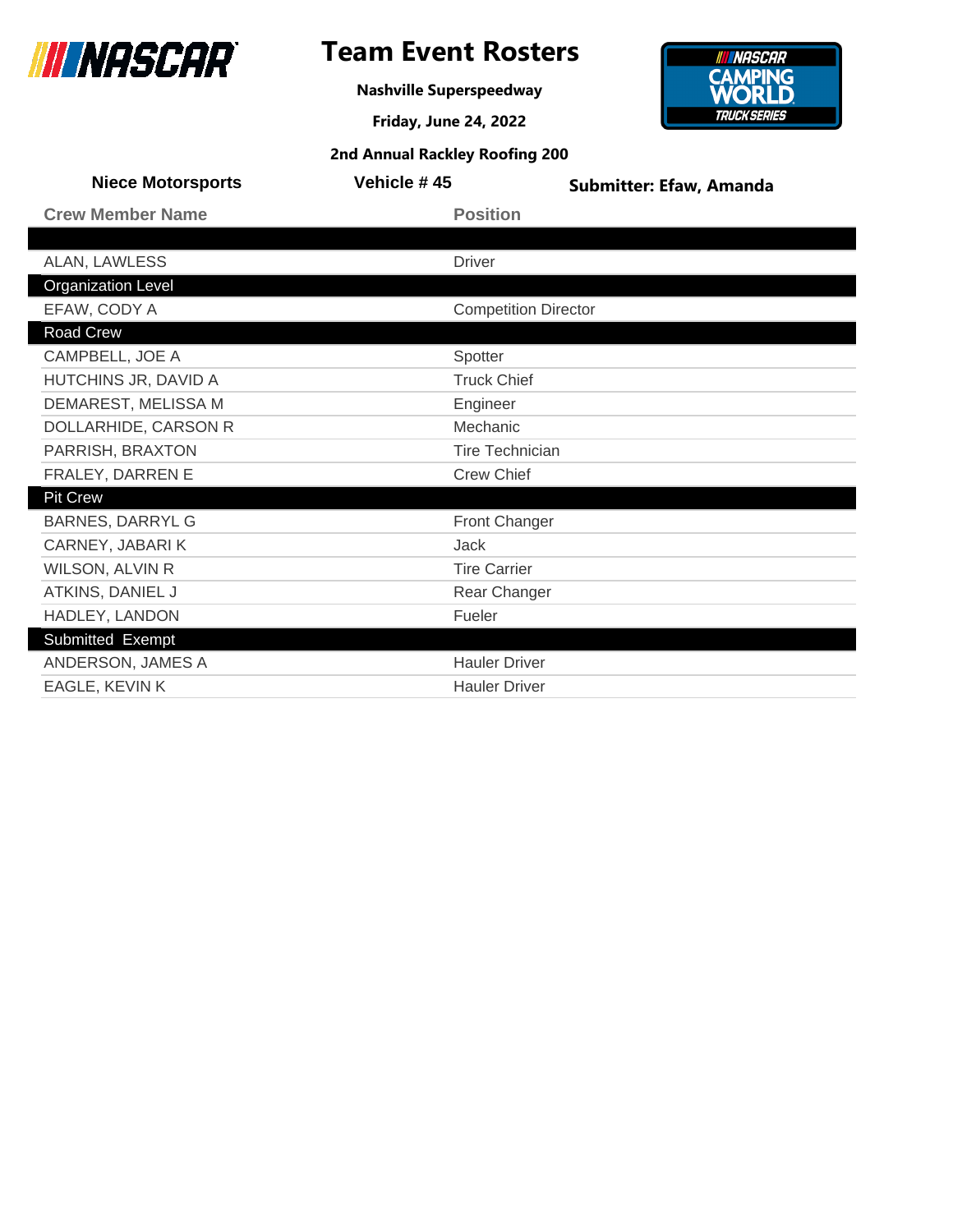# Team Event Rosters

**Nashville Superspeedway**

**Friday, June 24, 2022**

**2nd Annual Rackley Roofing 200**

**Niece Motorsports** | **Vehicle # 45** | **Submitter: Efaw, Amanda**

| Crew Member Name | Position |
|---|---|
| | |
| ALAN, LAWLESS | Driver |
| **Organization Level** | |
| EFAW, CODY A | Competition Director |
| **Road Crew** | |
| CAMPBELL, JOE A | Spotter |
| HUTCHINS JR, DAVID A | Truck Chief |
| DEMAREST, MELISSA M | Engineer |
| DOLLARHIDE, CARSON R | Mechanic |
| PARRISH, BRAXTON | Tire Technician |
| FRALEY, DARREN E | Crew Chief |
| **Pit Crew** | |
| BARNES, DARRYL G | Front Changer |
| CARNEY, JABARI K | Jack |
| WILSON, ALVIN R | Tire Carrier |
| ATKINS, DANIEL J | Rear Changer |
| HADLEY, LANDON | Fueler |
| **Submitted Exempt** | |
| ANDERSON, JAMES A | Hauler Driver |
| EAGLE, KEVIN K | Hauler Driver |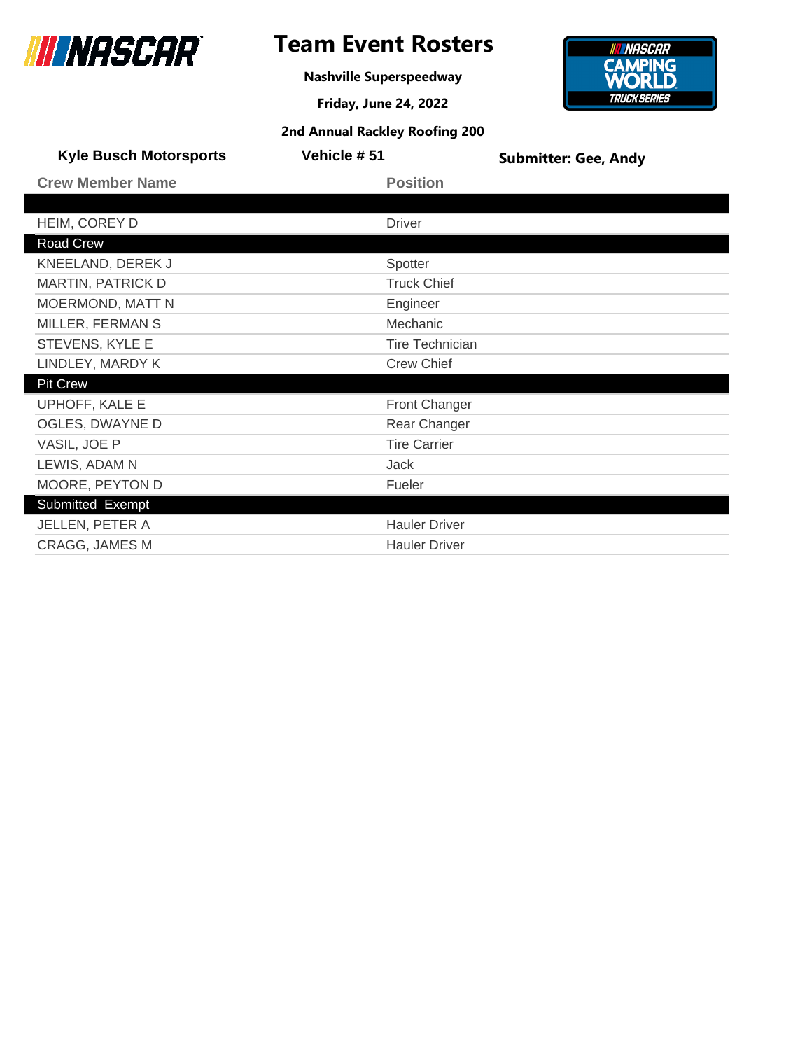# Team Event Rosters

**Nashville Superspeedway**

**Friday, June 24, 2022**

**2nd Annual Rackley Roofing 200**

**Kyle Busch Motorsports** | **Vehicle # 51** | **Submitter: Gee, Andy**

| Crew Member Name | Position |
|---|---|
| | |
| HEIM, COREY D | Driver |
| **Road Crew** | |
| KNEELAND, DEREK J | Spotter |
| MARTIN, PATRICK D | Truck Chief |
| MOERMOND, MATT N | Engineer |
| MILLER, FERMAN S | Mechanic |
| STEVENS, KYLE E | Tire Technician |
| LINDLEY, MARDY K | Crew Chief |
| **Pit Crew** | |
| UPHOFF, KALE E | Front Changer |
| OGLES, DWAYNE D | Rear Changer |
| VASIL, JOE P | Tire Carrier |
| LEWIS, ADAM N | Jack |
| MOORE, PEYTON D | Fueler |
| **Submitted Exempt** | |
| JELLEN, PETER A | Hauler Driver |
| CRAGG, JAMES M | Hauler Driver |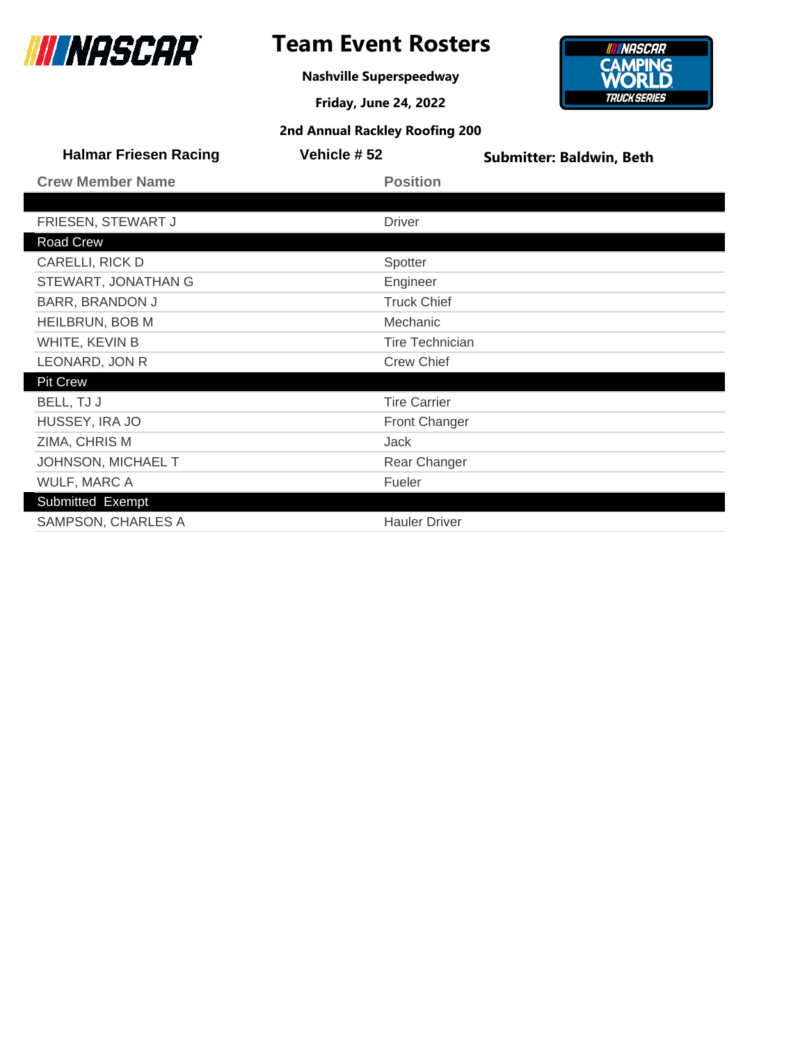# Team Event Rosters

**Nashville Superspeedway**

**Friday, June 24, 2022**

**2nd Annual Rackley Roofing 200**

**Halmar Friesen Racing** | **Vehicle # 52** | **Submitter: Baldwin, Beth**

| Crew Member Name | Position |
| --- | --- |
| | |
| FRIESEN, STEWART J | Driver |
| **Road Crew** | |
| CARELLI, RICK D | Spotter |
| STEWART, JONATHAN G | Engineer |
| BARR, BRANDON J | Truck Chief |
| HEILBRUN, BOB M | Mechanic |
| WHITE, KEVIN B | Tire Technician |
| LEONARD, JON R | Crew Chief |
| **Pit Crew** | |
| BELL, TJ J | Tire Carrier |
| HUSSEY, IRA JO | Front Changer |
| ZIMA, CHRIS M | Jack |
| JOHNSON, MICHAEL T | Rear Changer |
| WULF, MARC A | Fueler |
| **Submitted Exempt** | |
| SAMPSON, CHARLES A | Hauler Driver |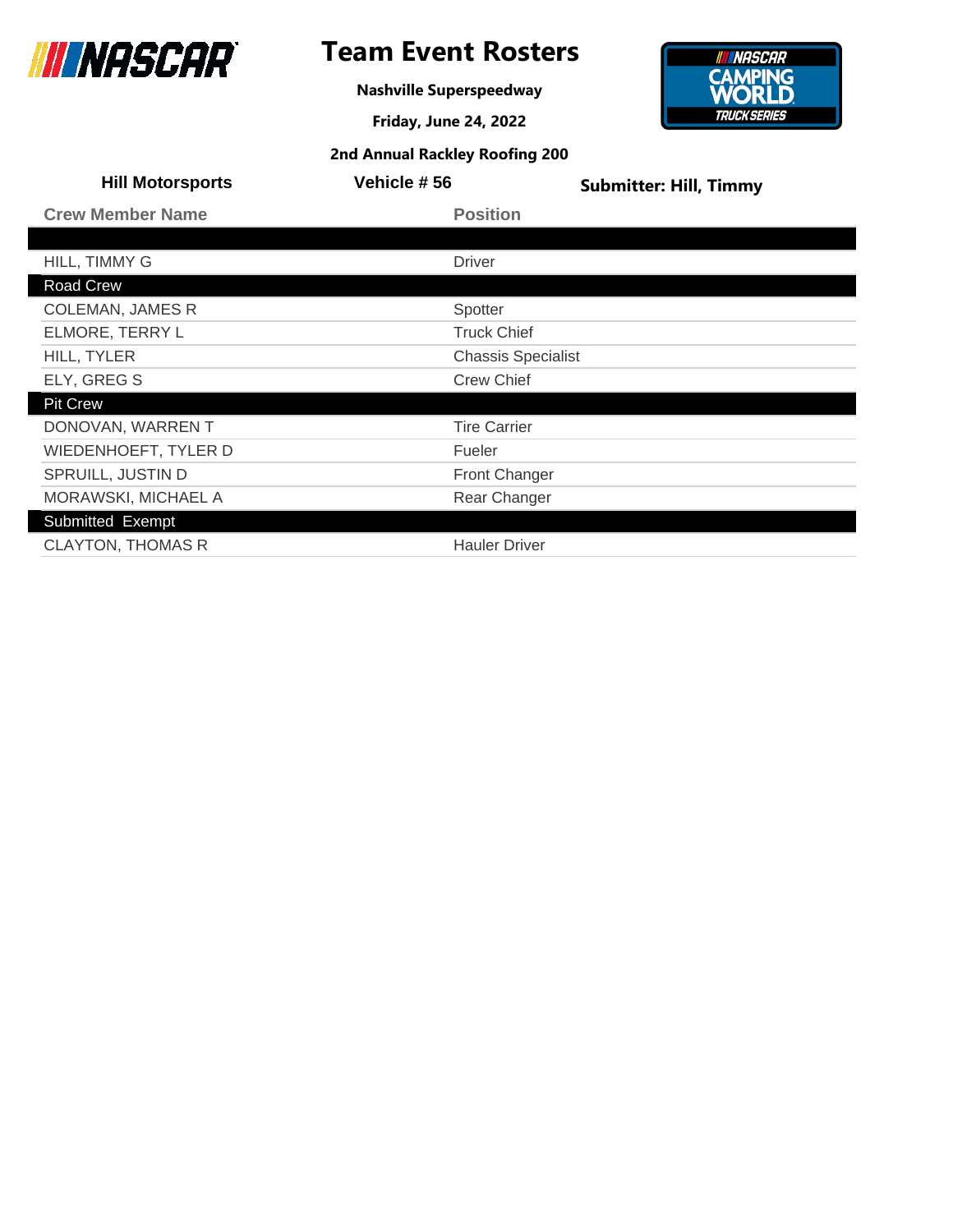# Team Event Rosters

**Nashville Superspeedway**

**Friday, June 24, 2022**

**2nd Annual Rackley Roofing 200**

**Hill Motorsports** | **Vehicle # 56** | **Submitter: Hill, Timmy**

| Crew Member Name | Position |
|---|---|
| | |
| HILL, TIMMY G | Driver |
| **Road Crew** | |
| COLEMAN, JAMES R | Spotter |
| ELMORE, TERRY L | Truck Chief |
| HILL, TYLER | Chassis Specialist |
| ELY, GREG S | Crew Chief |
| **Pit Crew** | |
| DONOVAN, WARREN T | Tire Carrier |
| WIEDENHOEFT, TYLER D | Fueler |
| SPRUILL, JUSTIN D | Front Changer |
| MORAWSKI, MICHAEL A | Rear Changer |
| **Submitted Exempt** | |
| CLAYTON, THOMAS R | Hauler Driver |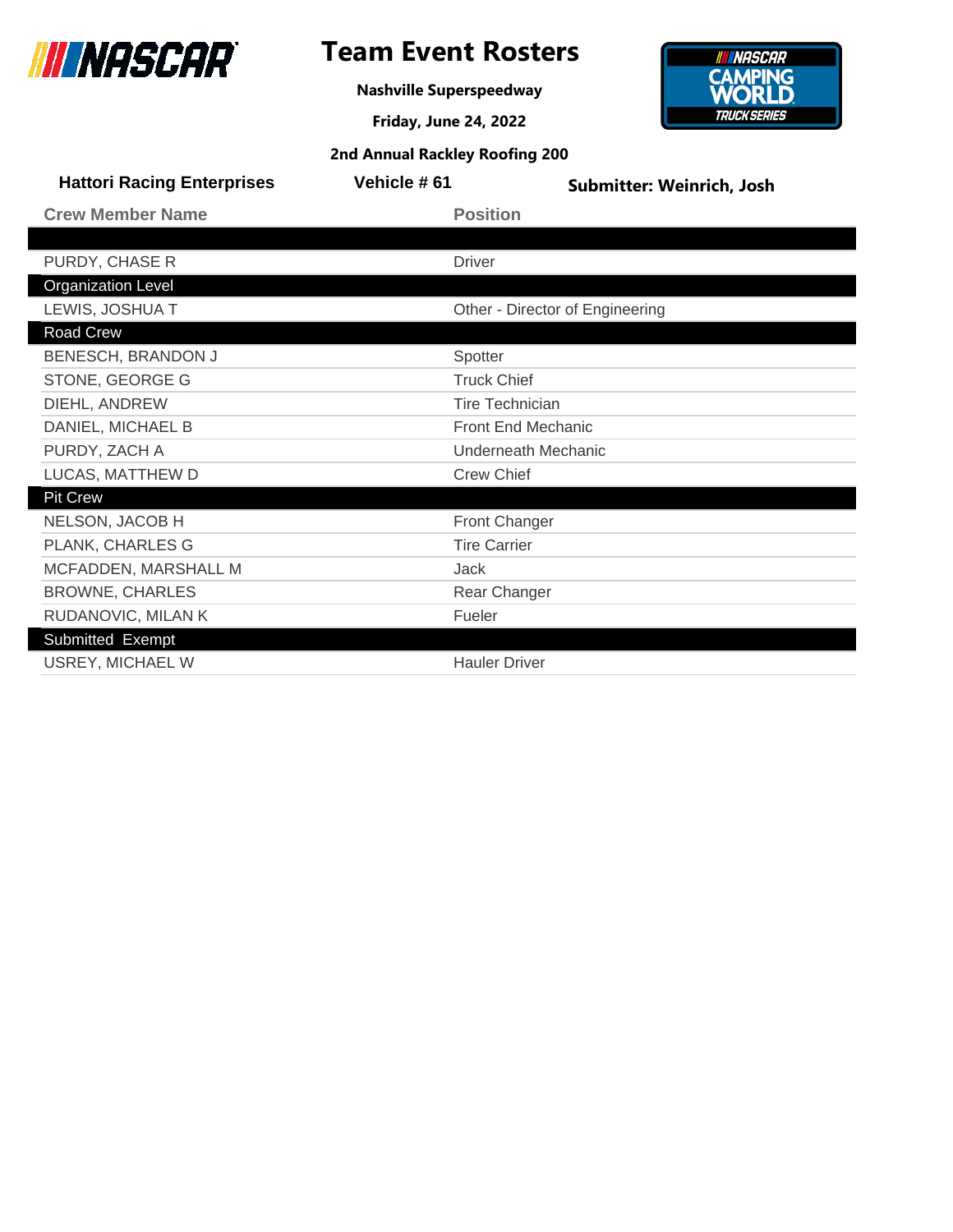# Team Event Rosters

**Nashville Superspeedway**

**Friday, June 24, 2022**

**2nd Annual Rackley Roofing 200**

**Hattori Racing Enterprises** | **Vehicle # 61** | **Submitter: Weinrich, Josh**

| Crew Member Name | Position |
|---|---|
| | |
| PURDY, CHASE R | Driver |
| **Organization Level** | |
| LEWIS, JOSHUA T | Other - Director of Engineering |
| **Road Crew** | |
| BENESCH, BRANDON J | Spotter |
| STONE, GEORGE G | Truck Chief |
| DIEHL, ANDREW | Tire Technician |
| DANIEL, MICHAEL B | Front End Mechanic |
| PURDY, ZACH A | Underneath Mechanic |
| LUCAS, MATTHEW D | Crew Chief |
| **Pit Crew** | |
| NELSON, JACOB H | Front Changer |
| PLANK, CHARLES G | Tire Carrier |
| MCFADDEN, MARSHALL M | Jack |
| BROWNE, CHARLES | Rear Changer |
| RUDANOVIC, MILAN K | Fueler |
| **Submitted Exempt** | |
| USREY, MICHAEL W | Hauler Driver |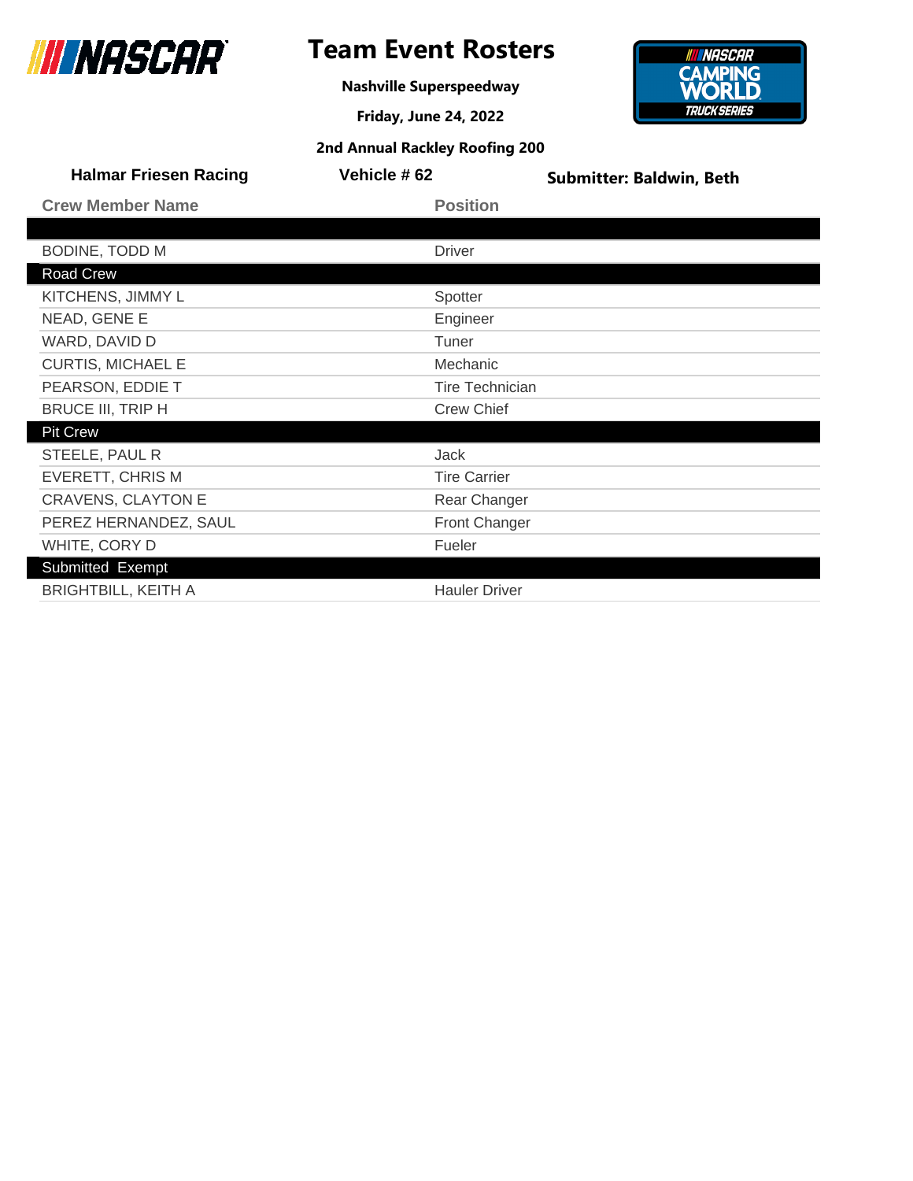# Team Event Rosters

**Nashville Superspeedway**

**Friday, June 24, 2022**

**2nd Annual Rackley Roofing 200**

**Halmar Friesen Racing** | **Vehicle # 62** | **Submitter: Baldwin, Beth**

| Crew Member Name | Position |
|---|---|
| | |
| BODINE, TODD M | Driver |
| **Road Crew** | |
| KITCHENS, JIMMY L | Spotter |
| NEAD, GENE E | Engineer |
| WARD, DAVID D | Tuner |
| CURTIS, MICHAEL E | Mechanic |
| PEARSON, EDDIE T | Tire Technician |
| BRUCE III, TRIP H | Crew Chief |
| **Pit Crew** | |
| STEELE, PAUL R | Jack |
| EVERETT, CHRIS M | Tire Carrier |
| CRAVENS, CLAYTON E | Rear Changer |
| PEREZ HERNANDEZ, SAUL | Front Changer |
| WHITE, CORY D | Fueler |
| **Submitted Exempt** | |
| BRIGHTBILL, KEITH A | Hauler Driver |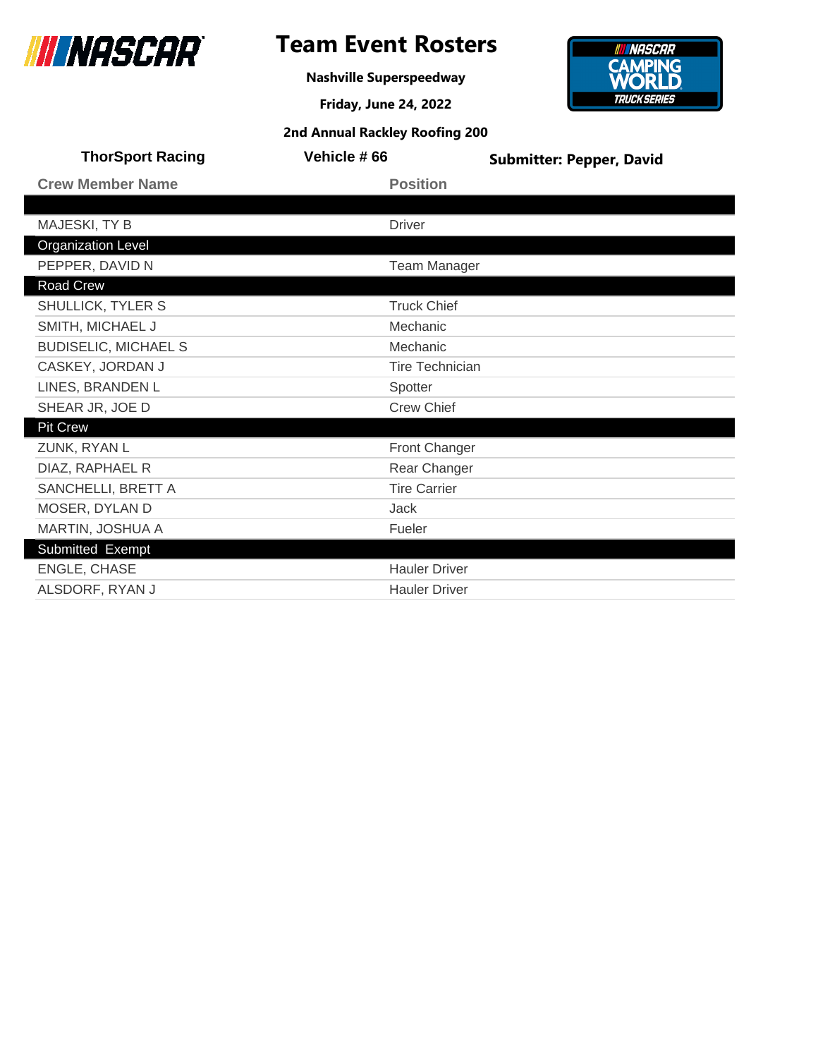# Team Event Rosters

**Nashville Superspeedway**

**Friday, June 24, 2022**

**2nd Annual Rackley Roofing 200**

**ThorSport Racing** | **Vehicle # 66** | **Submitter: Pepper, David**

| Crew Member Name | Position |
|---|---|
| | |
| MAJESKI, TY B | Driver |
| **Organization Level** | |
| PEPPER, DAVID N | Team Manager |
| **Road Crew** | |
| SHULLICK, TYLER S | Truck Chief |
| SMITH, MICHAEL J | Mechanic |
| BUDISELIC, MICHAEL S | Mechanic |
| CASKEY, JORDAN J | Tire Technician |
| LINES, BRANDEN L | Spotter |
| SHEAR JR, JOE D | Crew Chief |
| **Pit Crew** | |
| ZUNK, RYAN L | Front Changer |
| DIAZ, RAPHAEL R | Rear Changer |
| SANCHELLI, BRETT A | Tire Carrier |
| MOSER, DYLAN D | Jack |
| MARTIN, JOSHUA A | Fueler |
| **Submitted Exempt** | |
| ENGLE, CHASE | Hauler Driver |
| ALSDORF, RYAN J | Hauler Driver |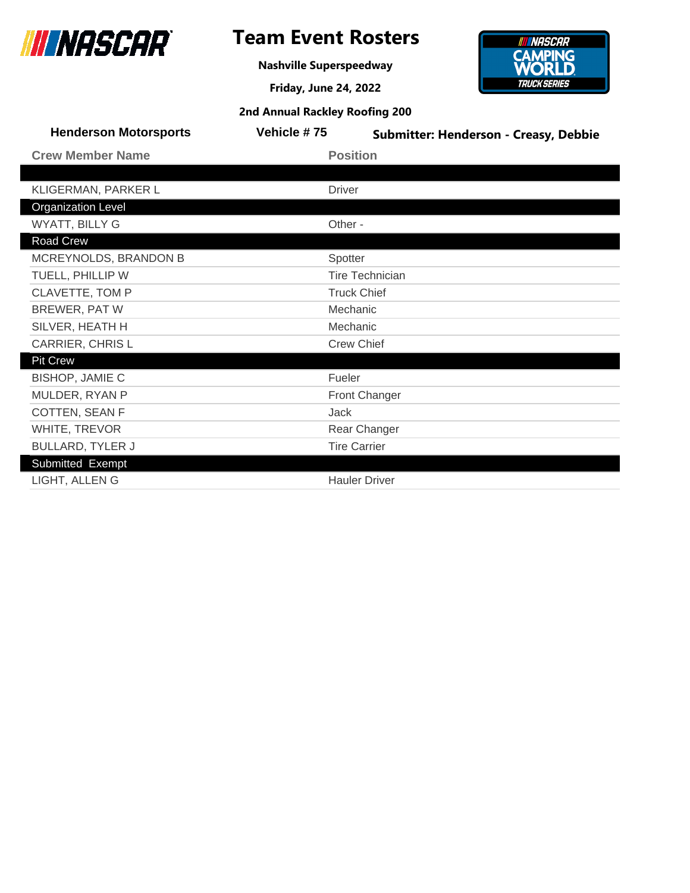# Team Event Rosters

**Nashville Superspeedway**

**Friday, June 24, 2022**

**2nd Annual Rackley Roofing 200**

**Henderson Motorsports** | **Vehicle # 75** | **Submitter: Henderson - Creasy, Debbie**

| Crew Member Name | Position |
|---|---|
| | |
| KLIGERMAN, PARKER L | Driver |
| **Organization Level** | |
| WYATT, BILLY G | Other - |
| **Road Crew** | |
| MCREYNOLDS, BRANDON B | Spotter |
| TUELL, PHILLIP W | Tire Technician |
| CLAVETTE, TOM P | Truck Chief |
| BREWER, PAT W | Mechanic |
| SILVER, HEATH H | Mechanic |
| CARRIER, CHRIS L | Crew Chief |
| **Pit Crew** | |
| BISHOP, JAMIE C | Fueler |
| MULDER, RYAN P | Front Changer |
| COTTEN, SEAN F | Jack |
| WHITE, TREVOR | Rear Changer |
| BULLARD, TYLER J | Tire Carrier |
| **Submitted Exempt** | |
| LIGHT, ALLEN G | Hauler Driver |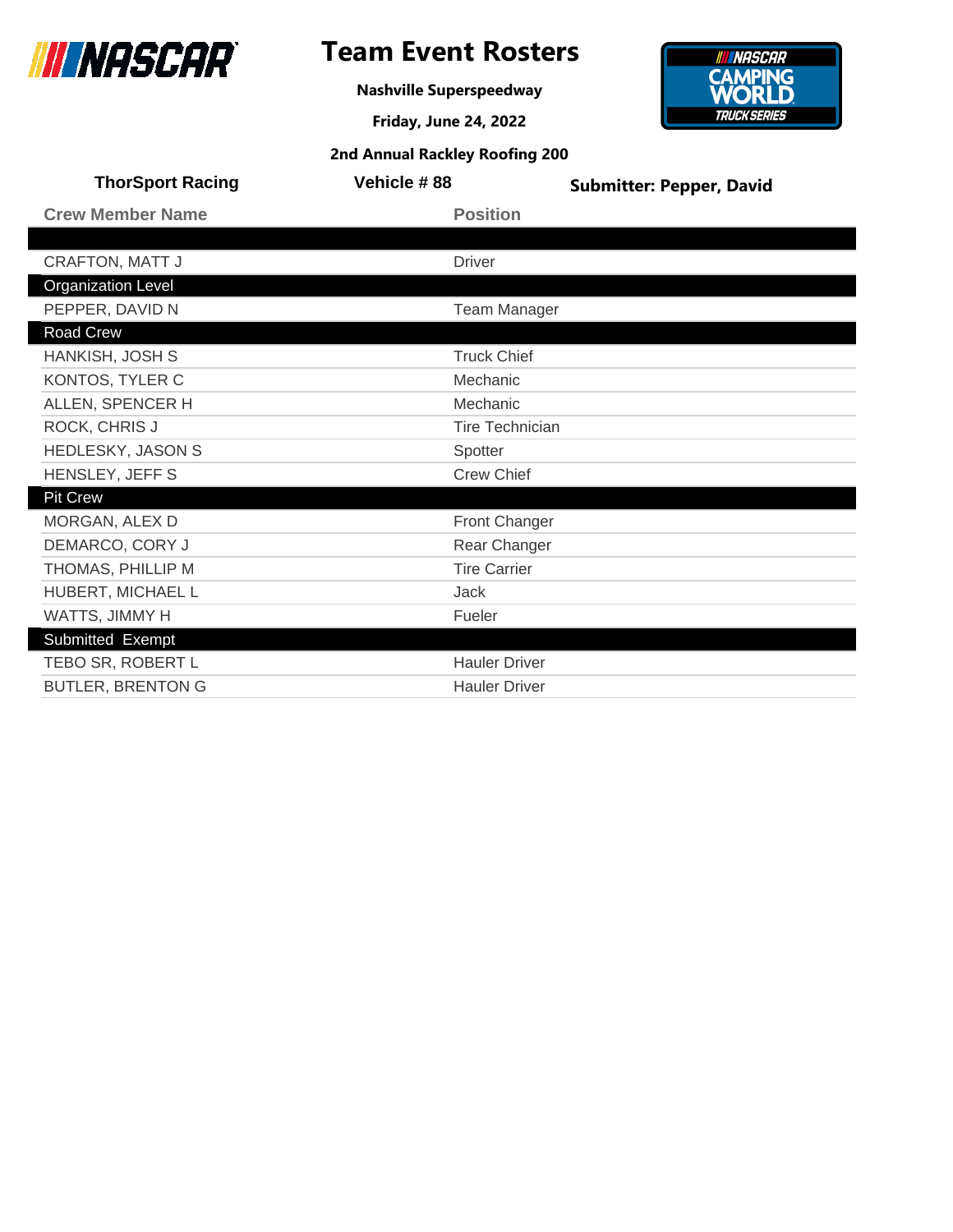# Team Event Rosters

**Nashville Superspeedway**

**Friday, June 24, 2022**

**2nd Annual Rackley Roofing 200**

**ThorSport Racing** | **Vehicle # 88** | **Submitter: Pepper, David**

| Crew Member Name | Position |
|---|---|
| | |
| CRAFTON, MATT J | Driver |
| **Organization Level** | |
| PEPPER, DAVID N | Team Manager |
| **Road Crew** | |
| HANKISH, JOSH S | Truck Chief |
| KONTOS, TYLER C | Mechanic |
| ALLEN, SPENCER H | Mechanic |
| ROCK, CHRIS J | Tire Technician |
| HEDLESKY, JASON S | Spotter |
| HENSLEY, JEFF S | Crew Chief |
| **Pit Crew** | |
| MORGAN, ALEX D | Front Changer |
| DEMARCO, CORY J | Rear Changer |
| THOMAS, PHILLIP M | Tire Carrier |
| HUBERT, MICHAEL L | Jack |
| WATTS, JIMMY H | Fueler |
| **Submitted Exempt** | |
| TEBO SR, ROBERT L | Hauler Driver |
| BUTLER, BRENTON G | Hauler Driver |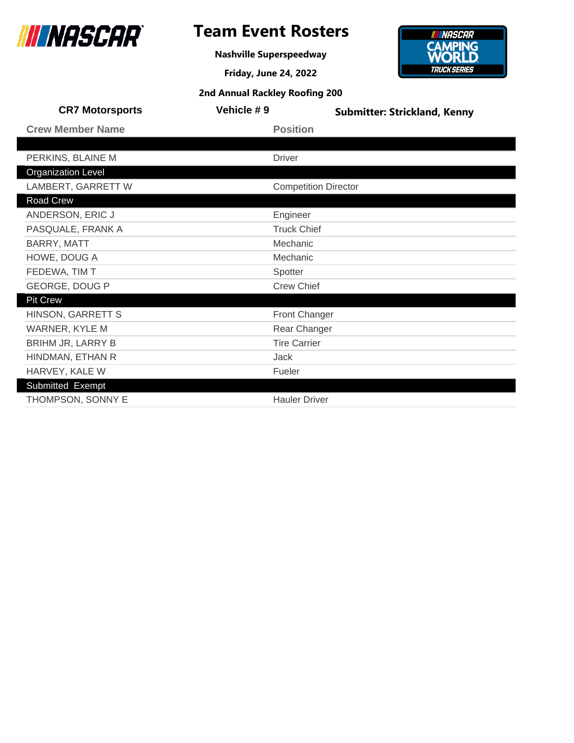# Team Event Rosters

**Nashville Superspeedway**

**Friday, June 24, 2022**

**2nd Annual Rackley Roofing 200**

**CR7 Motorsports** | **Vehicle # 9** | **Submitter: Strickland, Kenny**

| Crew Member Name | Position |
|---|---|
| | |
| PERKINS, BLAINE M | Driver |
| **Organization Level** | |
| LAMBERT, GARRETT W | Competition Director |
| **Road Crew** | |
| ANDERSON, ERIC J | Engineer |
| PASQUALE, FRANK A | Truck Chief |
| BARRY, MATT | Mechanic |
| HOWE, DOUG A | Mechanic |
| FEDEWA, TIM T | Spotter |
| GEORGE, DOUG P | Crew Chief |
| **Pit Crew** | |
| HINSON, GARRETT S | Front Changer |
| WARNER, KYLE M | Rear Changer |
| BRIHM JR, LARRY B | Tire Carrier |
| HINDMAN, ETHAN R | Jack |
| HARVEY, KALE W | Fueler |
| **Submitted Exempt** | |
| THOMPSON, SONNY E | Hauler Driver |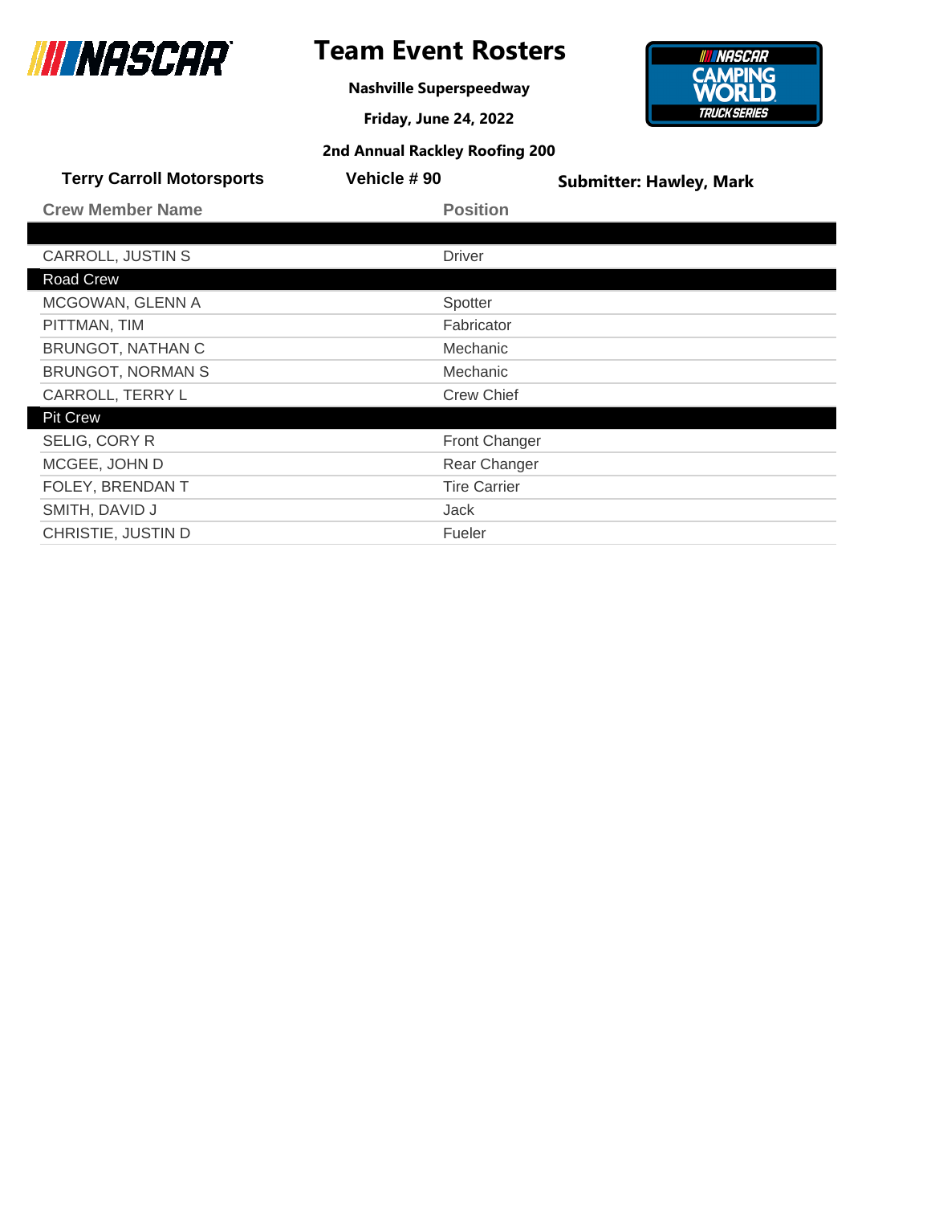# Team Event Rosters

**Nashville Superspeedway**

**Friday, June 24, 2022**

**2nd Annual Rackley Roofing 200**

**Terry Carroll Motorsports** | **Vehicle # 90** | **Submitter: Hawley, Mark**

| Crew Member Name | Position |
|---|---|
| | |
| CARROLL, JUSTIN S | Driver |
| **Road Crew** | |
| MCGOWAN, GLENN A | Spotter |
| PITTMAN, TIM | Fabricator |
| BRUNGOT, NATHAN C | Mechanic |
| BRUNGOT, NORMAN S | Mechanic |
| CARROLL, TERRY L | Crew Chief |
| **Pit Crew** | |
| SELIG, CORY R | Front Changer |
| MCGEE, JOHN D | Rear Changer |
| FOLEY, BRENDAN T | Tire Carrier |
| SMITH, DAVID J | Jack |
| CHRISTIE, JUSTIN D | Fueler |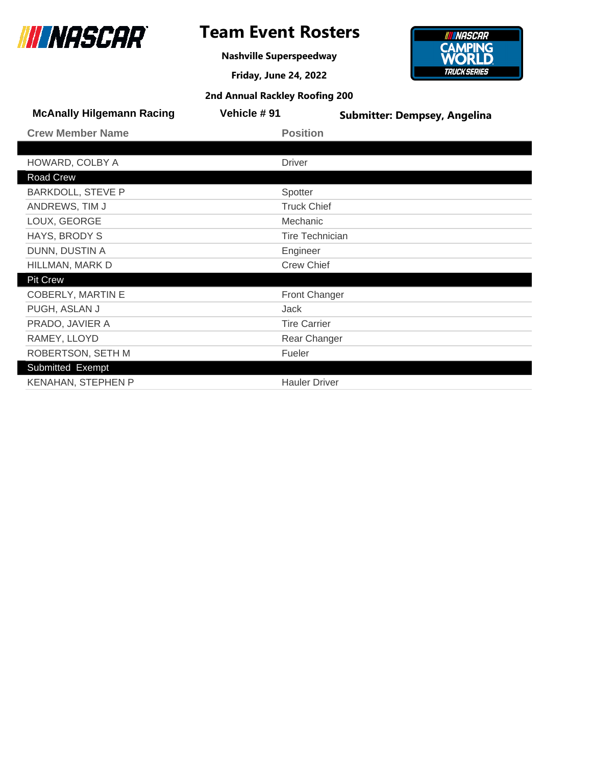# Team Event Rosters

**Nashville Superspeedway**

**Friday, June 24, 2022**

**2nd Annual Rackley Roofing 200**

**McAnally Hilgemann Racing** | **Vehicle # 91** | **Submitter: Dempsey, Angelina**

| Crew Member Name | Position |
| --- | --- |
| | |
| HOWARD, COLBY A | Driver |
| **Road Crew** | |
| BARKDOLL, STEVE P | Spotter |
| ANDREWS, TIM J | Truck Chief |
| LOUX, GEORGE | Mechanic |
| HAYS, BRODY S | Tire Technician |
| DUNN, DUSTIN A | Engineer |
| HILLMAN, MARK D | Crew Chief |
| **Pit Crew** | |
| COBERLY, MARTIN E | Front Changer |
| PUGH, ASLAN J | Jack |
| PRADO, JAVIER A | Tire Carrier |
| RAMEY, LLOYD | Rear Changer |
| ROBERTSON, SETH M | Fueler |
| **Submitted Exempt** | |
| KENAHAN, STEPHEN P | Hauler Driver |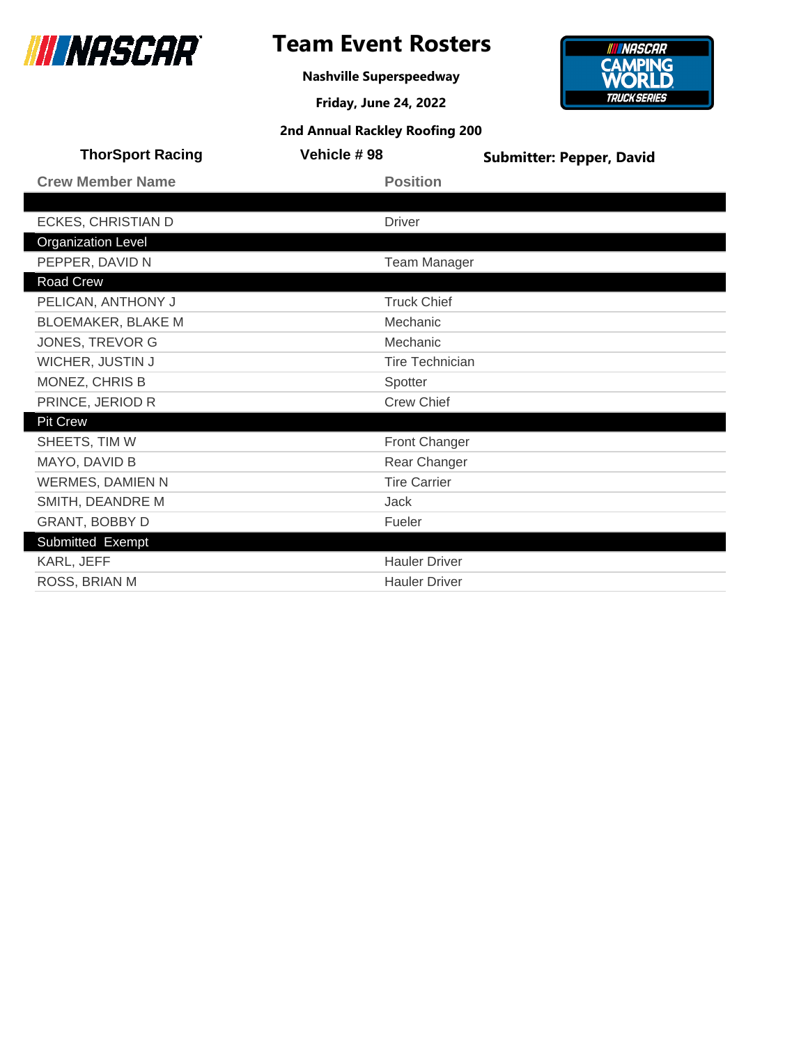# Team Event Rosters

**Nashville Superspeedway**

**Friday, June 24, 2022**

**2nd Annual Rackley Roofing 200**

**ThorSport Racing** | **Vehicle # 98** | **Submitter: Pepper, David**

| Crew Member Name | Position |
|---|---|
| | |
| ECKES, CHRISTIAN D | Driver |
| **Organization Level** | |
| PEPPER, DAVID N | Team Manager |
| **Road Crew** | |
| PELICAN, ANTHONY J | Truck Chief |
| BLOEMAKER, BLAKE M | Mechanic |
| JONES, TREVOR G | Mechanic |
| WICHER, JUSTIN J | Tire Technician |
| MONEZ, CHRIS B | Spotter |
| PRINCE, JERIOD R | Crew Chief |
| **Pit Crew** | |
| SHEETS, TIM W | Front Changer |
| MAYO, DAVID B | Rear Changer |
| WERMES, DAMIEN N | Tire Carrier |
| SMITH, DEANDRE M | Jack |
| GRANT, BOBBY D | Fueler |
| **Submitted Exempt** | |
| KARL, JEFF | Hauler Driver |
| ROSS, BRIAN M | Hauler Driver |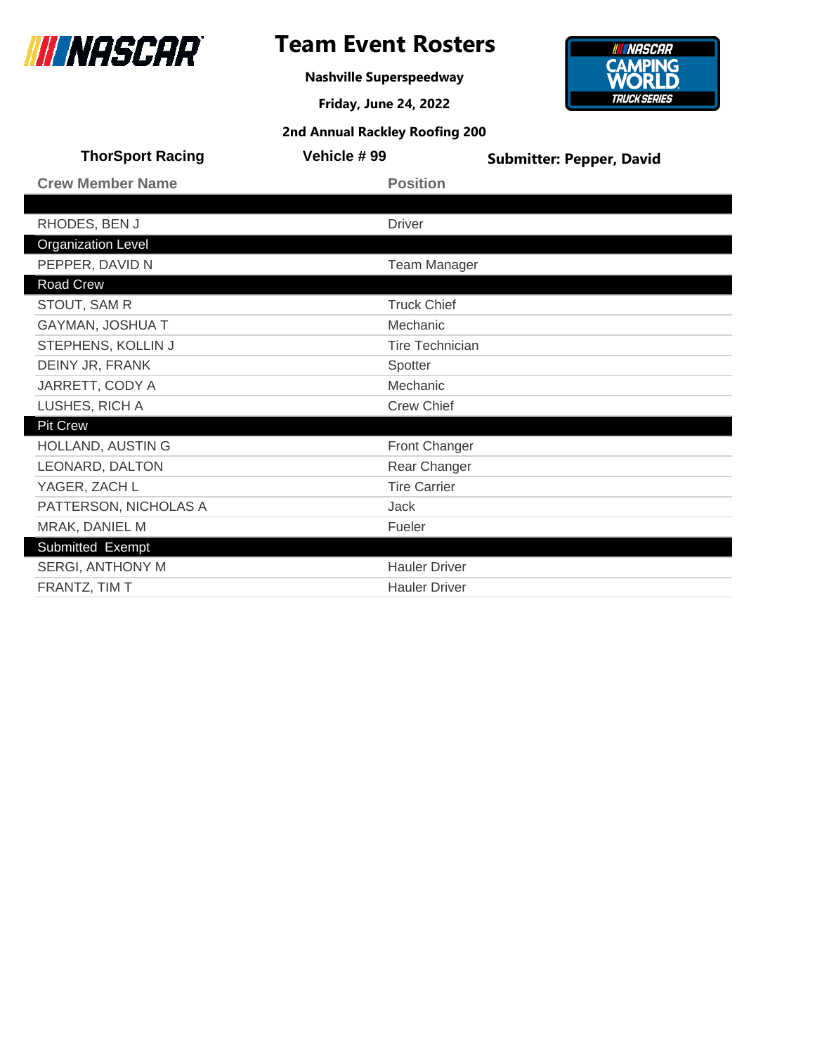# Team Event Rosters

**Nashville Superspeedway**

**Friday, June 24, 2022**

**2nd Annual Rackley Roofing 200**

**ThorSport Racing** | **Vehicle # 99** | **Submitter: Pepper, David**

| Crew Member Name | Position |
|---|---|
| | |
| RHODES, BEN J | Driver |
| **Organization Level** | |
| PEPPER, DAVID N | Team Manager |
| **Road Crew** | |
| STOUT, SAM R | Truck Chief |
| GAYMAN, JOSHUA T | Mechanic |
| STEPHENS, KOLLIN J | Tire Technician |
| DEINY JR, FRANK | Spotter |
| JARRETT, CODY A | Mechanic |
| LUSHES, RICH A | Crew Chief |
| **Pit Crew** | |
| HOLLAND, AUSTIN G | Front Changer |
| LEONARD, DALTON | Rear Changer |
| YAGER, ZACH L | Tire Carrier |
| PATTERSON, NICHOLAS A | Jack |
| MRAK, DANIEL M | Fueler |
| **Submitted Exempt** | |
| SERGI, ANTHONY M | Hauler Driver |
| FRANTZ, TIM T | Hauler Driver |